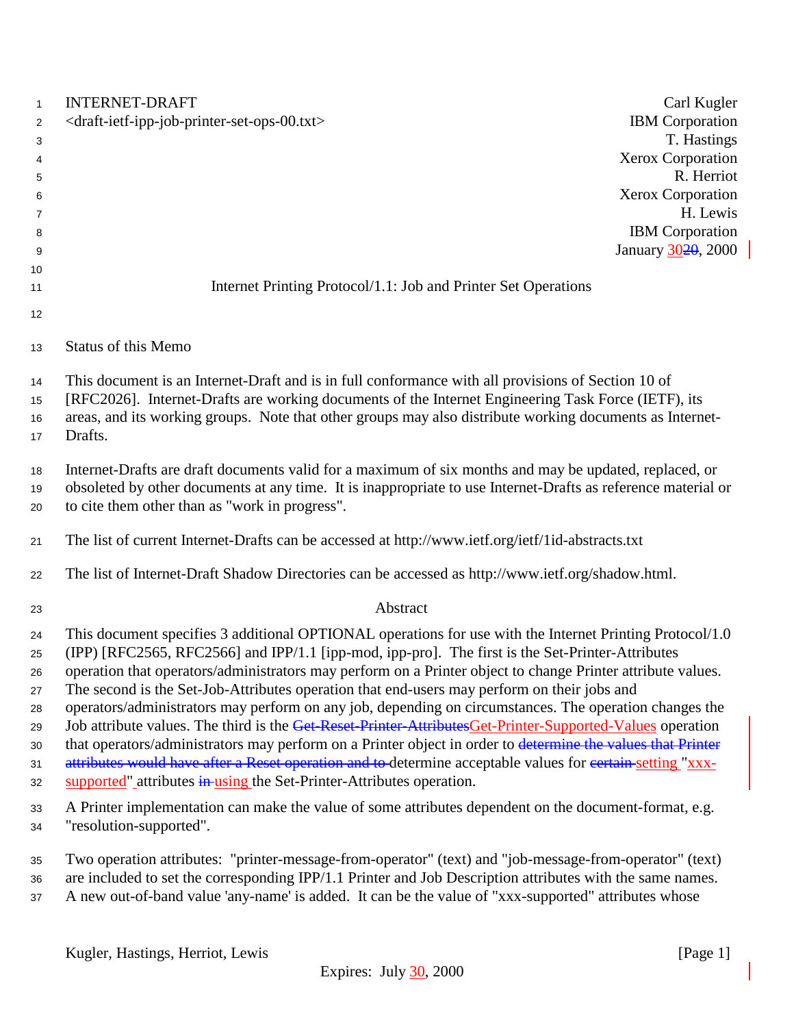INTERNET-DRAFT
<draft-ietf-ipp-job-printer-set-ops-00.txt>

Carl Kugler
IBM Corporation
T. Hastings
Xerox Corporation
R. Herriot
Xerox Corporation
H. Lewis
IBM Corporation
January ~~20~~30, 2000

# Internet Printing Protocol/1.1: Job and Printer Set Operations

## Status of this Memo

This document is an Internet-Draft and is in full conformance with all provisions of Section 10 of [RFC2026]. Internet-Drafts are working documents of the Internet Engineering Task Force (IETF), its areas, and its working groups. Note that other groups may also distribute working documents as Internet-Drafts.

Internet-Drafts are draft documents valid for a maximum of six months and may be updated, replaced, or obsoleted by other documents at any time. It is inappropriate to use Internet-Drafts as reference material or to cite them other than as "work in progress".

The list of current Internet-Drafts can be accessed at http://www.ietf.org/ietf/1id-abstracts.txt

The list of Internet-Draft Shadow Directories can be accessed as http://www.ietf.org/shadow.html.

## Abstract

This document specifies 3 additional OPTIONAL operations for use with the Internet Printing Protocol/1.0 (IPP) [RFC2565, RFC2566] and IPP/1.1 [ipp-mod, ipp-pro]. The first is the Set-Printer-Attributes operation that operators/administrators may perform on a Printer object to change Printer attribute values. The second is the Set-Job-Attributes operation that end-users may perform on their jobs and operators/administrators may perform on any job, depending on circumstances. The operation changes the Job attribute values. The third is the ~~Get-Reset-Printer-Attributes~~Get-Printer-Supported-Values operation that operators/administrators may perform on a Printer object in order to ~~determine the values that Printer attributes would have after a Reset operation and to~~ determine acceptable values for ~~certain~~ setting "xxx-supported" attributes ~~in~~ using the Set-Printer-Attributes operation.

A Printer implementation can make the value of some attributes dependent on the document-format, e.g. "resolution-supported".

Two operation attributes: "printer-message-from-operator" (text) and "job-message-from-operator" (text) are included to set the corresponding IPP/1.1 Printer and Job Description attributes with the same names. A new out-of-band value 'any-name' is added. It can be the value of "xxx-supported" attributes whose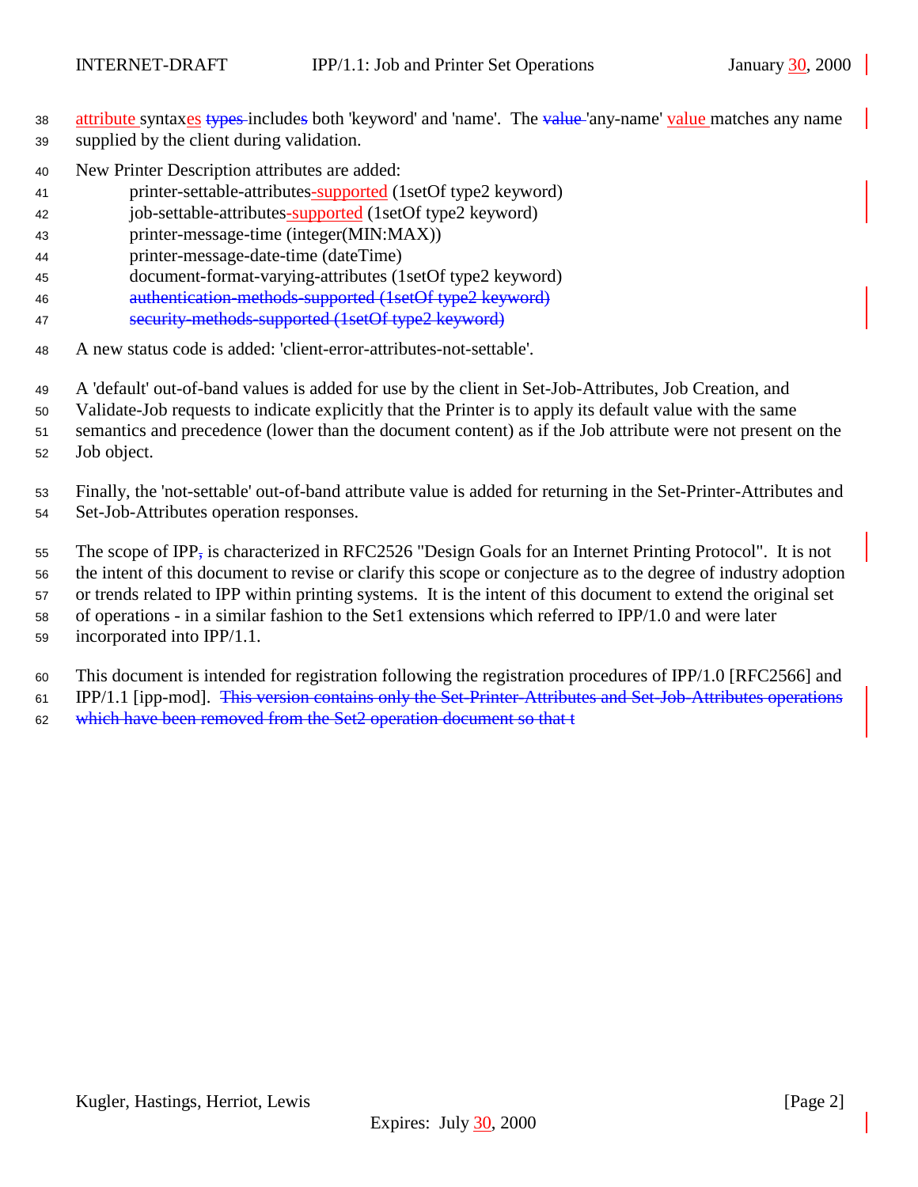attribute syntaxes types includes both 'keyword' and 'name'. The value 'any-name' value matches any name supplied by the client during validation.

New Printer Description attributes are added:

printer-settable-attributes-supported (1setOf type2 keyword)
job-settable-attributes-supported (1setOf type2 keyword)
printer-message-time (integer(MIN:MAX))
printer-message-date-time (dateTime)
document-format-varying-attributes (1setOf type2 keyword)
~~authentication-methods-supported (1setOf type2 keyword)~~
~~security-methods-supported (1setOf type2 keyword)~~

A new status code is added: 'client-error-attributes-not-settable'.

A 'default' out-of-band values is added for use by the client in Set-Job-Attributes, Job Creation, and Validate-Job requests to indicate explicitly that the Printer is to apply its default value with the same semantics and precedence (lower than the document content) as if the Job attribute were not present on the Job object.

Finally, the 'not-settable' out-of-band attribute value is added for returning in the Set-Printer-Attributes and Set-Job-Attributes operation responses.

The scope of IPP, is characterized in RFC2526 "Design Goals for an Internet Printing Protocol". It is not the intent of this document to revise or clarify this scope or conjecture as to the degree of industry adoption or trends related to IPP within printing systems. It is the intent of this document to extend the original set of operations - in a similar fashion to the Set1 extensions which referred to IPP/1.0 and were later incorporated into IPP/1.1.

This document is intended for registration following the registration procedures of IPP/1.0 [RFC2566] and IPP/1.1 [ipp-mod]. ~~This version contains only the Set-Printer-Attributes and Set-Job-Attributes operations which have been removed from the Set2 operation document so that t~~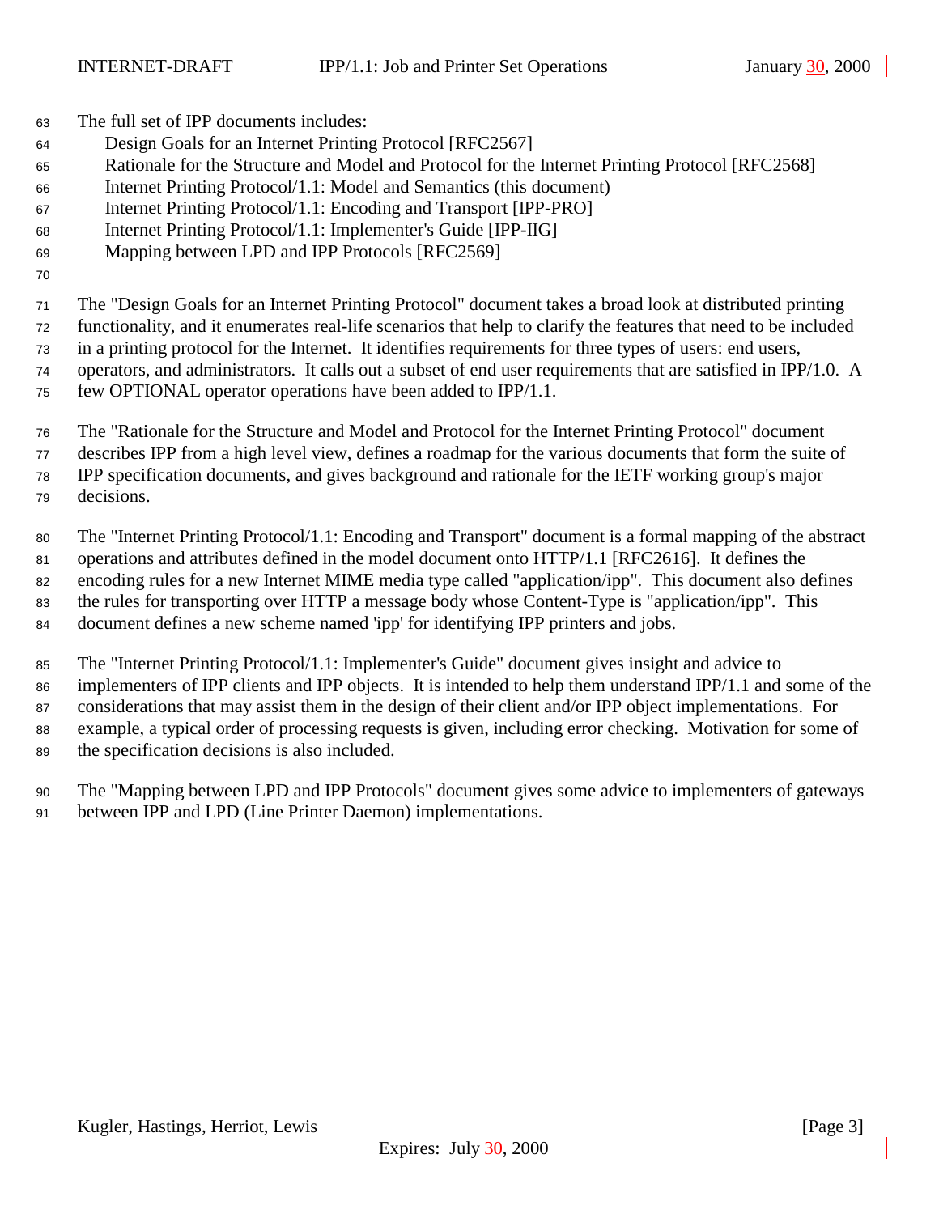The full set of IPP documents includes:

- Design Goals for an Internet Printing Protocol [RFC2567]
- Rationale for the Structure and Model and Protocol for the Internet Printing Protocol [RFC2568]
- Internet Printing Protocol/1.1: Model and Semantics (this document)
- Internet Printing Protocol/1.1: Encoding and Transport [IPP-PRO]
- Internet Printing Protocol/1.1: Implementer's Guide [IPP-IIG]
- Mapping between LPD and IPP Protocols [RFC2569]

The "Design Goals for an Internet Printing Protocol" document takes a broad look at distributed printing functionality, and it enumerates real-life scenarios that help to clarify the features that need to be included in a printing protocol for the Internet. It identifies requirements for three types of users: end users, operators, and administrators. It calls out a subset of end user requirements that are satisfied in IPP/1.0. A few OPTIONAL operator operations have been added to IPP/1.1.

The "Rationale for the Structure and Model and Protocol for the Internet Printing Protocol" document describes IPP from a high level view, defines a roadmap for the various documents that form the suite of IPP specification documents, and gives background and rationale for the IETF working group's major decisions.

The "Internet Printing Protocol/1.1: Encoding and Transport" document is a formal mapping of the abstract operations and attributes defined in the model document onto HTTP/1.1 [RFC2616]. It defines the encoding rules for a new Internet MIME media type called "application/ipp". This document also defines the rules for transporting over HTTP a message body whose Content-Type is "application/ipp". This document defines a new scheme named 'ipp' for identifying IPP printers and jobs.

The "Internet Printing Protocol/1.1: Implementer's Guide" document gives insight and advice to implementers of IPP clients and IPP objects. It is intended to help them understand IPP/1.1 and some of the considerations that may assist them in the design of their client and/or IPP object implementations. For example, a typical order of processing requests is given, including error checking. Motivation for some of the specification decisions is also included.

The "Mapping between LPD and IPP Protocols" document gives some advice to implementers of gateways between IPP and LPD (Line Printer Daemon) implementations.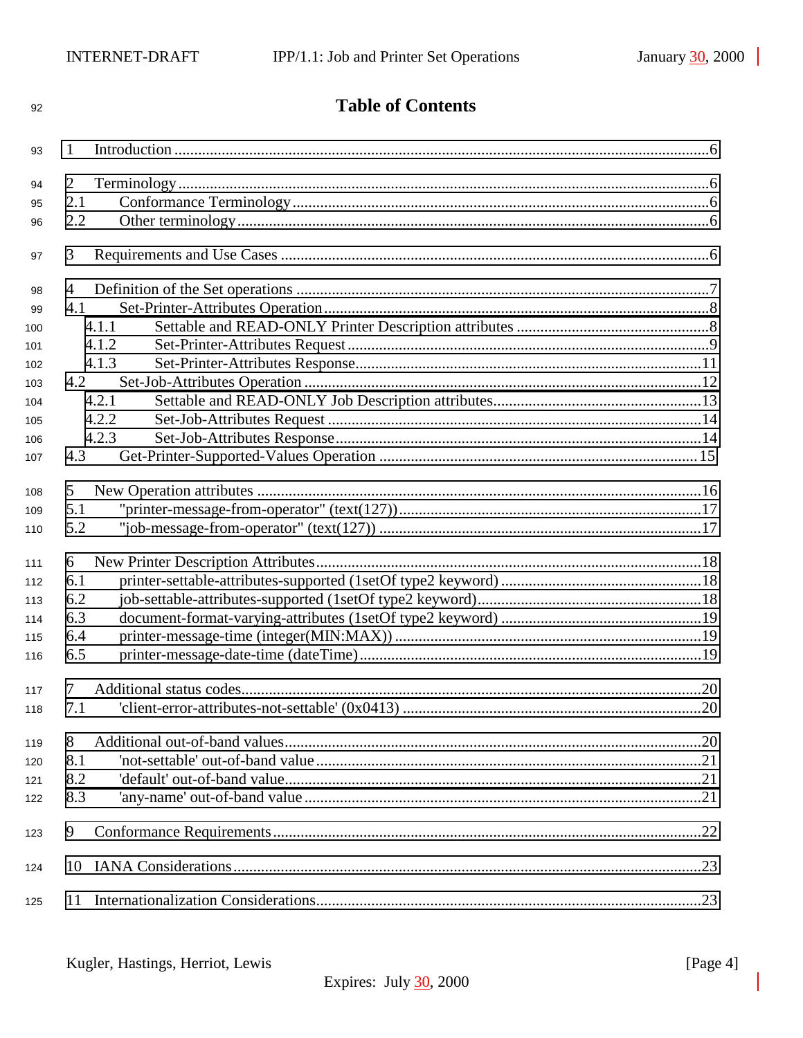# Table of Contents

1 Introduction ........................................................................................................................6

2 Terminology.........................................................................................................................6
2.1 Conformance Terminology.............................................................................................6
2.2 Other terminology..........................................................................................................6

3 Requirements and Use Cases ..............................................................................................6

4 Definition of the Set operations ...........................................................................................7
4.1 Set-Printer-Attributes Operation......................................................................................8
4.1.1 Settable and READ-ONLY Printer Description attributes ...............................................8
4.1.2 Set-Printer-Attributes Request..........................................................................................9
4.1.3 Set-Printer-Attributes Response......................................................................................11
4.2 Set-Job-Attributes Operation .........................................................................................12
4.2.1 Settable and READ-ONLY Job Description attributes....................................................13
4.2.2 Set-Job-Attributes Request .............................................................................................14
4.2.3 Set-Job-Attributes Response...........................................................................................14
4.3 Get-Printer-Supported-Values Operation ......................................................................15

5 New Operation attributes ..................................................................................................16
5.1 "printer-message-from-operator" (text(127))..................................................................17
5.2 "job-message-from-operator" (text(127)) ......................................................................17

6 New Printer Description Attributes....................................................................................18
6.1 printer-settable-attributes-supported (1setOf type2 keyword) ........................................18
6.2 job-settable-attributes-supported (1setOf type2 keyword)..............................................18
6.3 document-format-varying-attributes (1setOf type2 keyword) .........................................19
6.4 printer-message-time (integer(MIN:MAX)) ..................................................................19
6.5 printer-message-date-time (dateTime)...........................................................................19

7 Additional status codes......................................................................................................20
7.1 'client-error-attributes-not-settable' (0x0413) .................................................................20

8 Additional out-of-band values............................................................................................20
8.1 'not-settable' out-of-band value......................................................................................21
8.2 'default' out-of-band value..............................................................................................21
8.3 'any-name' out-of-band value .........................................................................................21

9 Conformance Requirements...............................................................................................22

10 IANA Considerations........................................................................................................23

11 Internationalization Considerations...................................................................................23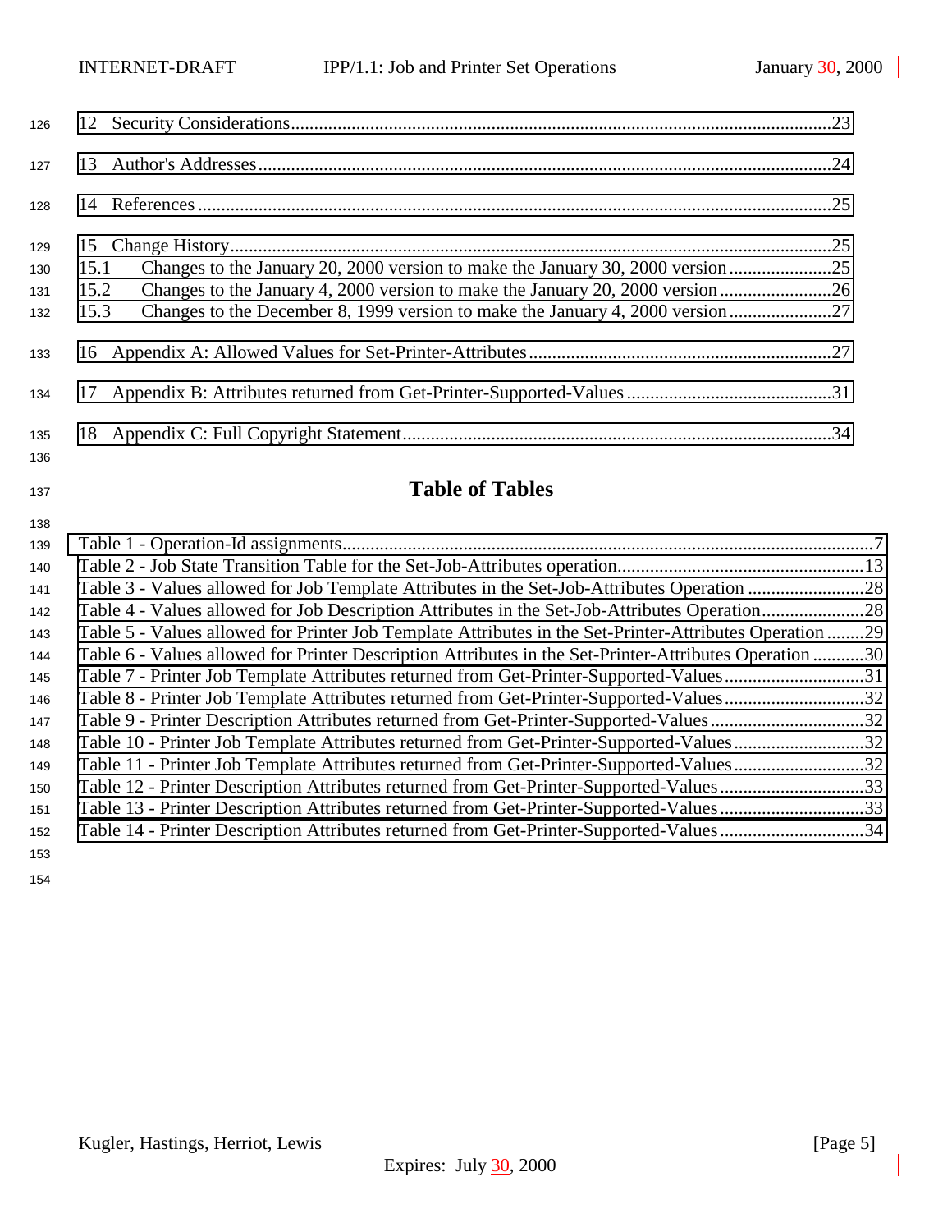12 Security Considerations....................................................................................................................23

13 Author's Addresses...........................................................................................................................24

14 References.........................................................................................................................................25

15 Change History.................................................................................................................................25
15.1 Changes to the January 20, 2000 version to make the January 30, 2000 version......................25
15.2 Changes to the January 4, 2000 version to make the January 20, 2000 version........................26
15.3 Changes to the December 8, 1999 version to make the January 4, 2000 version......................27

16 Appendix A: Allowed Values for Set-Printer-Attributes.................................................................27

17 Appendix B: Attributes returned from Get-Printer-Supported-Values............................................31

18 Appendix C: Full Copyright Statement............................................................................................34

## Table of Tables

Table 1 - Operation-Id assignments..........................................................................................................7
Table 2 - Job State Transition Table for the Set-Job-Attributes operation.............................................13
Table 3 - Values allowed for Job Template Attributes in the Set-Job-Attributes Operation.........................28
Table 4 - Values allowed for Job Description Attributes in the Set-Job-Attributes Operation......................28
Table 5 - Values allowed for Printer Job Template Attributes in the Set-Printer-Attributes Operation........29
Table 6 - Values allowed for Printer Description Attributes in the Set-Printer-Attributes Operation...........30
Table 7 - Printer Job Template Attributes returned from Get-Printer-Supported-Values..............................31
Table 8 - Printer Job Template Attributes returned from Get-Printer-Supported-Values..............................32
Table 9 - Printer Description Attributes returned from Get-Printer-Supported-Values.................................32
Table 10 - Printer Job Template Attributes returned from Get-Printer-Supported-Values............................32
Table 11 - Printer Job Template Attributes returned from Get-Printer-Supported-Values............................32
Table 12 - Printer Description Attributes returned from Get-Printer-Supported-Values...............................33
Table 13 - Printer Description Attributes returned from Get-Printer-Supported-Values...............................33
Table 14 - Printer Description Attributes returned from Get-Printer-Supported-Values...............................34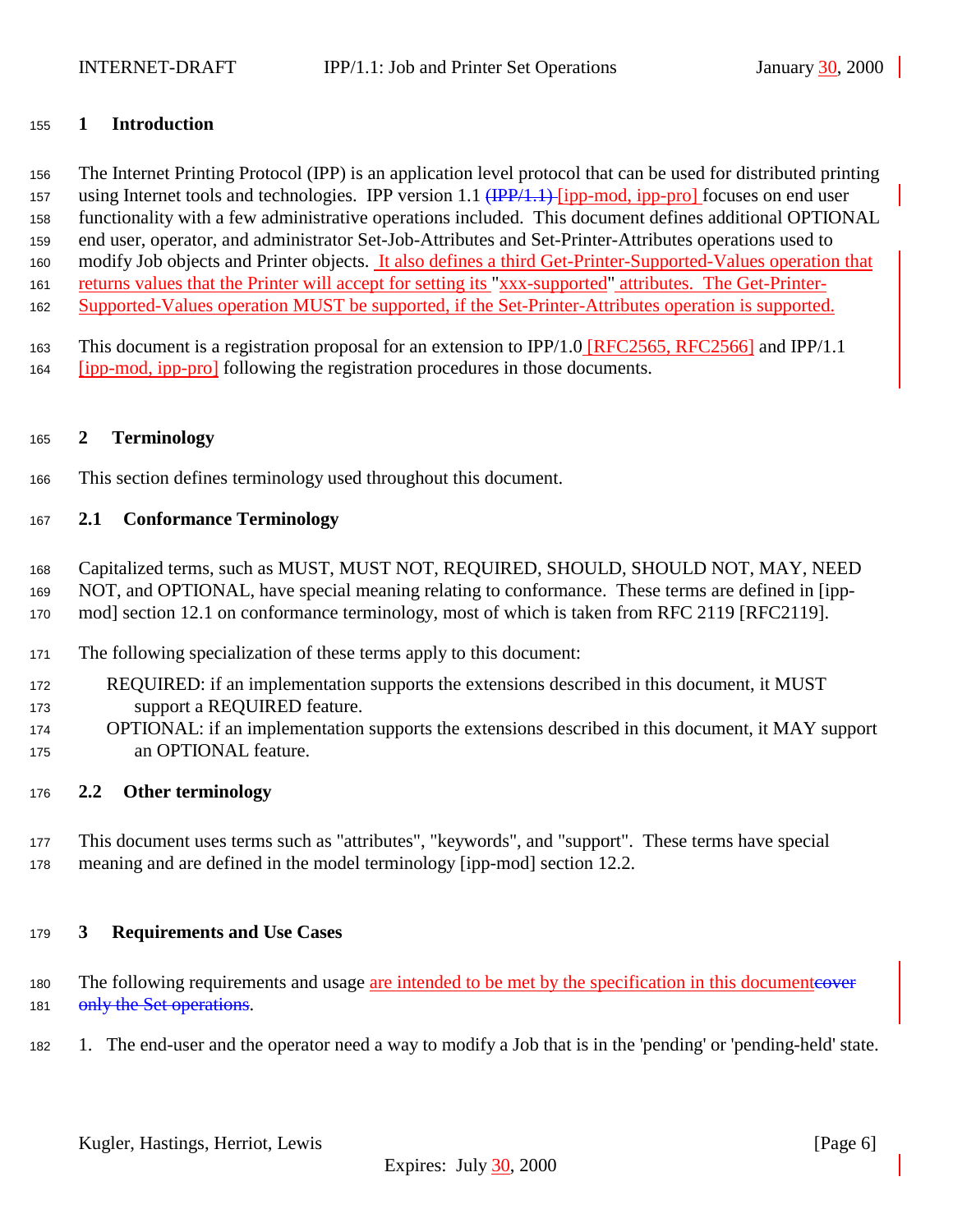# 1 Introduction

The Internet Printing Protocol (IPP) is an application level protocol that can be used for distributed printing using Internet tools and technologies. IPP version 1.1 ~~(IPP/1.1)~~ [ipp-mod, ipp-pro] focuses on end user functionality with a few administrative operations included. This document defines additional OPTIONAL end user, operator, and administrator Set-Job-Attributes and Set-Printer-Attributes operations used to modify Job objects and Printer objects. It also defines a third Get-Printer-Supported-Values operation that returns values that the Printer will accept for setting its "xxx-supported" attributes. The Get-Printer-Supported-Values operation MUST be supported, if the Set-Printer-Attributes operation is supported.

This document is a registration proposal for an extension to IPP/1.0 [RFC2565, RFC2566] and IPP/1.1 [ipp-mod, ipp-pro] following the registration procedures in those documents.

# 2 Terminology

This section defines terminology used throughout this document.

## 2.1 Conformance Terminology

Capitalized terms, such as MUST, MUST NOT, REQUIRED, SHOULD, SHOULD NOT, MAY, NEED NOT, and OPTIONAL, have special meaning relating to conformance. These terms are defined in [ipp-mod] section 12.1 on conformance terminology, most of which is taken from RFC 2119 [RFC2119].

The following specialization of these terms apply to this document:

- REQUIRED: if an implementation supports the extensions described in this document, it MUST support a REQUIRED feature.
- OPTIONAL: if an implementation supports the extensions described in this document, it MAY support an OPTIONAL feature.

## 2.2 Other terminology

This document uses terms such as "attributes", "keywords", and "support". These terms have special meaning and are defined in the model terminology [ipp-mod] section 12.2.

# 3 Requirements and Use Cases

The following requirements and usage are intended to be met by the specification in this document~~cover only the Set operations~~.

1. The end-user and the operator need a way to modify a Job that is in the 'pending' or 'pending-held' state.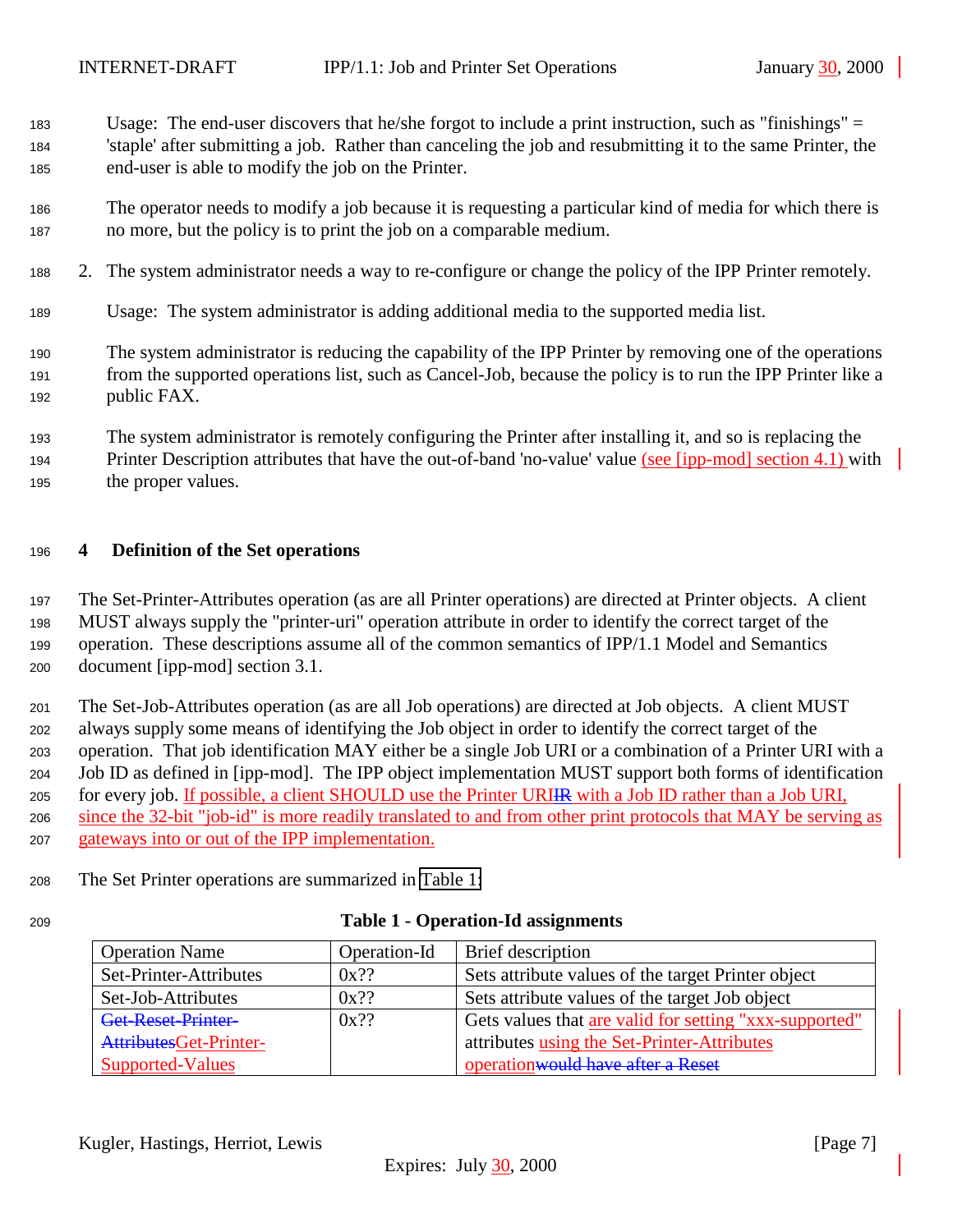Usage: The end-user discovers that he/she forgot to include a print instruction, such as "finishings" = 'staple' after submitting a job. Rather than canceling the job and resubmitting it to the same Printer, the end-user is able to modify the job on the Printer.

The operator needs to modify a job because it is requesting a particular kind of media for which there is no more, but the policy is to print the job on a comparable medium.

2. The system administrator needs a way to re-configure or change the policy of the IPP Printer remotely.

   Usage: The system administrator is adding additional media to the supported media list.

   The system administrator is reducing the capability of the IPP Printer by removing one of the operations from the supported operations list, such as Cancel-Job, because the policy is to run the IPP Printer like a public FAX.

   The system administrator is remotely configuring the Printer after installing it, and so is replacing the Printer Description attributes that have the out-of-band 'no-value' value (see [ipp-mod] section 4.1) with the proper values.

# 4 Definition of the Set operations

The Set-Printer-Attributes operation (as are all Printer operations) are directed at Printer objects. A client MUST always supply the "printer-uri" operation attribute in order to identify the correct target of the operation. These descriptions assume all of the common semantics of IPP/1.1 Model and Semantics document [ipp-mod] section 3.1.

The Set-Job-Attributes operation (as are all Job operations) are directed at Job objects. A client MUST always supply some means of identifying the Job object in order to identify the correct target of the operation. That job identification MAY either be a single Job URI or a combination of a Printer URI with a Job ID as defined in [ipp-mod]. The IPP object implementation MUST support both forms of identification for every job. If possible, a client SHOULD use the Printer URI~~IR~~ with a Job ID rather than a Job URI, since the 32-bit "job-id" is more readily translated to and from other print protocols that MAY be serving as gateways into or out of the IPP implementation.

The Set Printer operations are summarized in Table 1:

**Table 1 - Operation-Id assignments**

| Operation Name | Operation-Id | Brief description |
|---|---|---|
| Set-Printer-Attributes | 0x?? | Sets attribute values of the target Printer object |
| Set-Job-Attributes | 0x?? | Sets attribute values of the target Job object |
| ~~Get-Reset-Printer-Attributes~~Get-Printer-Supported-Values | 0x?? | Gets values that are valid for setting "xxx-supported" attributes using the Set-Printer-Attributes operation~~would have after a Reset~~ |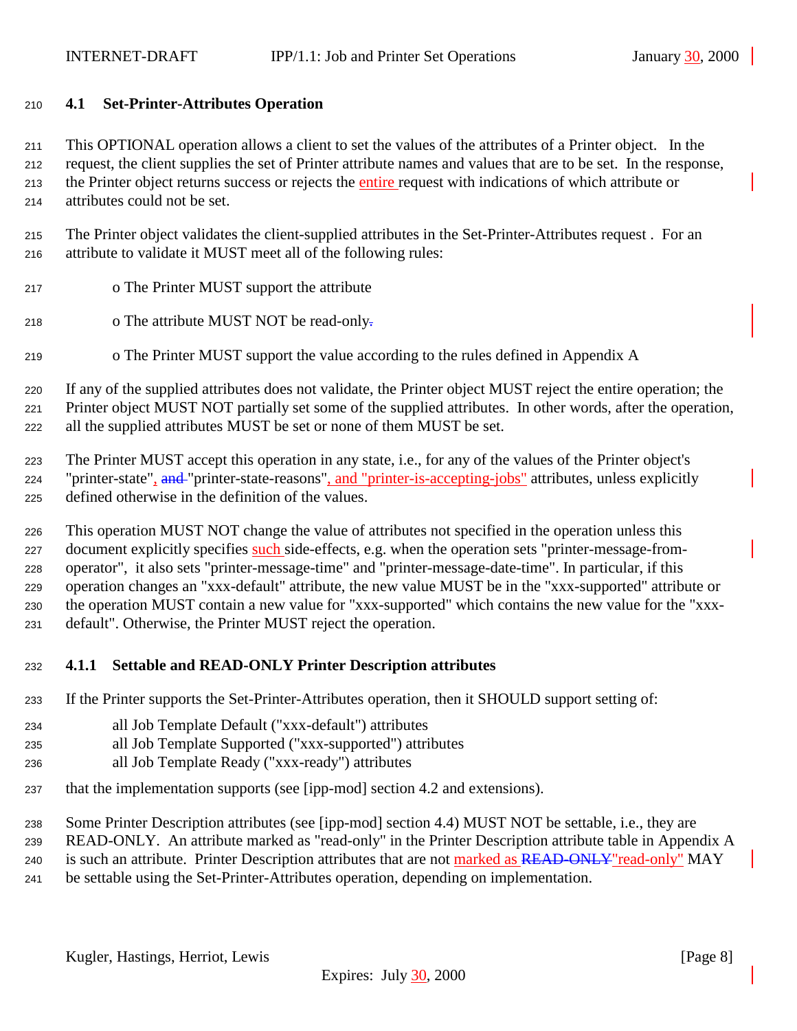## 4.1 Set-Printer-Attributes Operation

This OPTIONAL operation allows a client to set the values of the attributes of a Printer object. In the request, the client supplies the set of Printer attribute names and values that are to be set. In the response, the Printer object returns success or rejects the entire request with indications of which attribute or attributes could not be set.

The Printer object validates the client-supplied attributes in the Set-Printer-Attributes request . For an attribute to validate it MUST meet all of the following rules:

- o The Printer MUST support the attribute
- o The attribute MUST NOT be read-only
- o The Printer MUST support the value according to the rules defined in Appendix A

If any of the supplied attributes does not validate, the Printer object MUST reject the entire operation; the Printer object MUST NOT partially set some of the supplied attributes. In other words, after the operation, all the supplied attributes MUST be set or none of them MUST be set.

The Printer MUST accept this operation in any state, i.e., for any of the values of the Printer object's "printer-state", "printer-state-reasons", and "printer-is-accepting-jobs" attributes, unless explicitly defined otherwise in the definition of the values.

This operation MUST NOT change the value of attributes not specified in the operation unless this document explicitly specifies such side-effects, e.g. when the operation sets "printer-message-from-operator", it also sets "printer-message-time" and "printer-message-date-time". In particular, if this operation changes an "xxx-default" attribute, the new value MUST be in the "xxx-supported" attribute or the operation MUST contain a new value for "xxx-supported" which contains the new value for the "xxx-default". Otherwise, the Printer MUST reject the operation.

### 4.1.1 Settable and READ-ONLY Printer Description attributes

If the Printer supports the Set-Printer-Attributes operation, then it SHOULD support setting of:

all Job Template Default ("xxx-default") attributes
all Job Template Supported ("xxx-supported") attributes
all Job Template Ready ("xxx-ready") attributes

that the implementation supports (see [ipp-mod] section 4.2 and extensions).

Some Printer Description attributes (see [ipp-mod] section 4.4) MUST NOT be settable, i.e., they are READ-ONLY. An attribute marked as "read-only" in the Printer Description attribute table in Appendix A is such an attribute. Printer Description attributes that are not marked as "read-only" MAY be settable using the Set-Printer-Attributes operation, depending on implementation.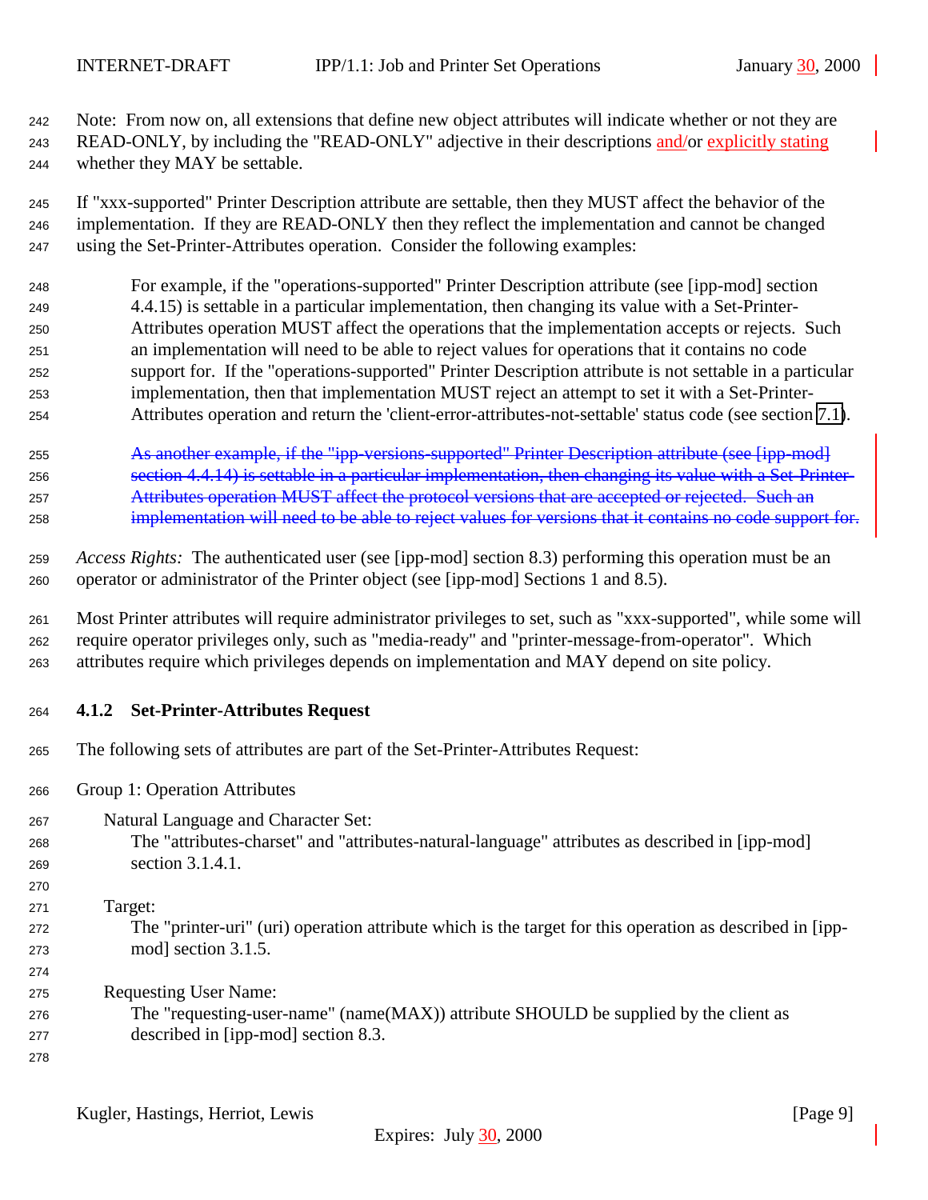Note: From now on, all extensions that define new object attributes will indicate whether or not they are READ-ONLY, by including the "READ-ONLY" adjective in their descriptions and/or explicitly stating whether they MAY be settable.

If "xxx-supported" Printer Description attribute are settable, then they MUST affect the behavior of the implementation. If they are READ-ONLY then they reflect the implementation and cannot be changed using the Set-Printer-Attributes operation. Consider the following examples:

> For example, if the "operations-supported" Printer Description attribute (see [ipp-mod] section 4.4.15) is settable in a particular implementation, then changing its value with a Set-Printer-Attributes operation MUST affect the operations that the implementation accepts or rejects. Such an implementation will need to be able to reject values for operations that it contains no code support for. If the "operations-supported" Printer Description attribute is not settable in a particular implementation, then that implementation MUST reject an attempt to set it with a Set-Printer-Attributes operation and return the 'client-error-attributes-not-settable' status code (see section 7.1).

> ~~As another example, if the "ipp-versions-supported" Printer Description attribute (see [ipp-mod] section 4.4.14) is settable in a particular implementation, then changing its value with a Set-Printer-Attributes operation MUST affect the protocol versions that are accepted or rejected. Such an implementation will need to be able to reject values for versions that it contains no code support for.~~

*Access Rights:* The authenticated user (see [ipp-mod] section 8.3) performing this operation must be an operator or administrator of the Printer object (see [ipp-mod] Sections 1 and 8.5).

Most Printer attributes will require administrator privileges to set, such as "xxx-supported", while some will require operator privileges only, such as "media-ready" and "printer-message-from-operator". Which attributes require which privileges depends on implementation and MAY depend on site policy.

### 4.1.2 Set-Printer-Attributes Request

The following sets of attributes are part of the Set-Printer-Attributes Request:

Group 1: Operation Attributes

Natural Language and Character Set:
: The "attributes-charset" and "attributes-natural-language" attributes as described in [ipp-mod] section 3.1.4.1.

Target:
: The "printer-uri" (uri) operation attribute which is the target for this operation as described in [ipp-mod] section 3.1.5.

Requesting User Name:
: The "requesting-user-name" (name(MAX)) attribute SHOULD be supplied by the client as described in [ipp-mod] section 8.3.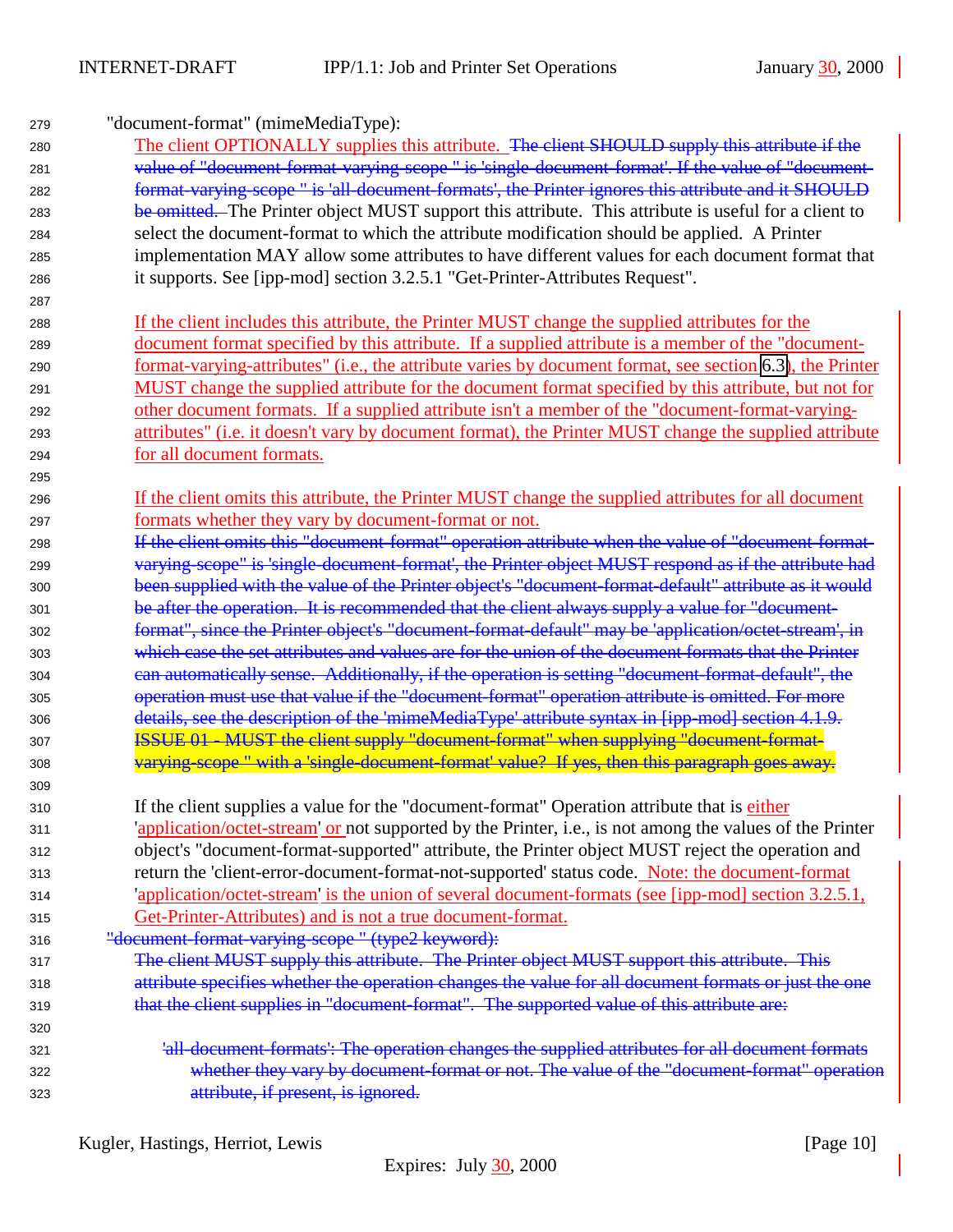"document-format" (mimeMediaType):

The client OPTIONALLY supplies this attribute. ~~The client SHOULD supply this attribute if the value of "document-format-varying-scope " is 'single-document-format'. If the value of "document-format-varying-scope " is 'all-document-formats', the Printer ignores this attribute and it SHOULD be omitted.~~ The Printer object MUST support this attribute. This attribute is useful for a client to select the document-format to which the attribute modification should be applied. A Printer implementation MAY allow some attributes to have different values for each document format that it supports. See [ipp-mod] section 3.2.5.1 "Get-Printer-Attributes Request".

If the client includes this attribute, the Printer MUST change the supplied attributes for the document format specified by this attribute. If a supplied attribute is a member of the "document-format-varying-attributes" (i.e., the attribute varies by document format, see section 6.3), the Printer MUST change the supplied attribute for the document format specified by this attribute, but not for other document formats. If a supplied attribute isn't a member of the "document-format-varying-attributes" (i.e. it doesn't vary by document format), the Printer MUST change the supplied attribute for all document formats.

If the client omits this attribute, the Printer MUST change the supplied attributes for all document formats whether they vary by document-format or not.
~~If the client omits this "document-format" operation attribute when the value of "document-format-varying-scope" is 'single-document-format', the Printer object MUST respond as if the attribute had been supplied with the value of the Printer object's "document-format-default" attribute as it would be after the operation. It is recommended that the client always supply a value for "document-format", since the Printer object's "document-format-default" may be 'application/octet-stream', in which case the set attributes and values are for the union of the document formats that the Printer can automatically sense. Additionally, if the operation is setting "document-format-default", the operation must use that value if the "document-format" operation attribute is omitted. For more details, see the description of the 'mimeMediaType' attribute syntax in [ipp-mod] section 4.1.9.~~
~~ISSUE 01 - MUST the client supply "document-format" when supplying "document-format-varying-scope " with a 'single-document-format' value? If yes, then this paragraph goes away.~~

If the client supplies a value for the "document-format" Operation attribute that is either 'application/octet-stream' or not supported by the Printer, i.e., is not among the values of the Printer object's "document-format-supported" attribute, the Printer object MUST reject the operation and return the 'client-error-document-format-not-supported' status code. Note: the document-format 'application/octet-stream' is the union of several document-formats (see [ipp-mod] section 3.2.5.1, Get-Printer-Attributes) and is not a true document-format.

~~"document-format-varying-scope " (type2 keyword):~~
~~The client MUST supply this attribute. The Printer object MUST support this attribute. This attribute specifies whether the operation changes the value for all document formats or just the one that the client supplies in "document-format". The supported value of this attribute are:~~

~~'all-document-formats': The operation changes the supplied attributes for all document formats whether they vary by document-format or not. The value of the "document-format" operation attribute, if present, is ignored.~~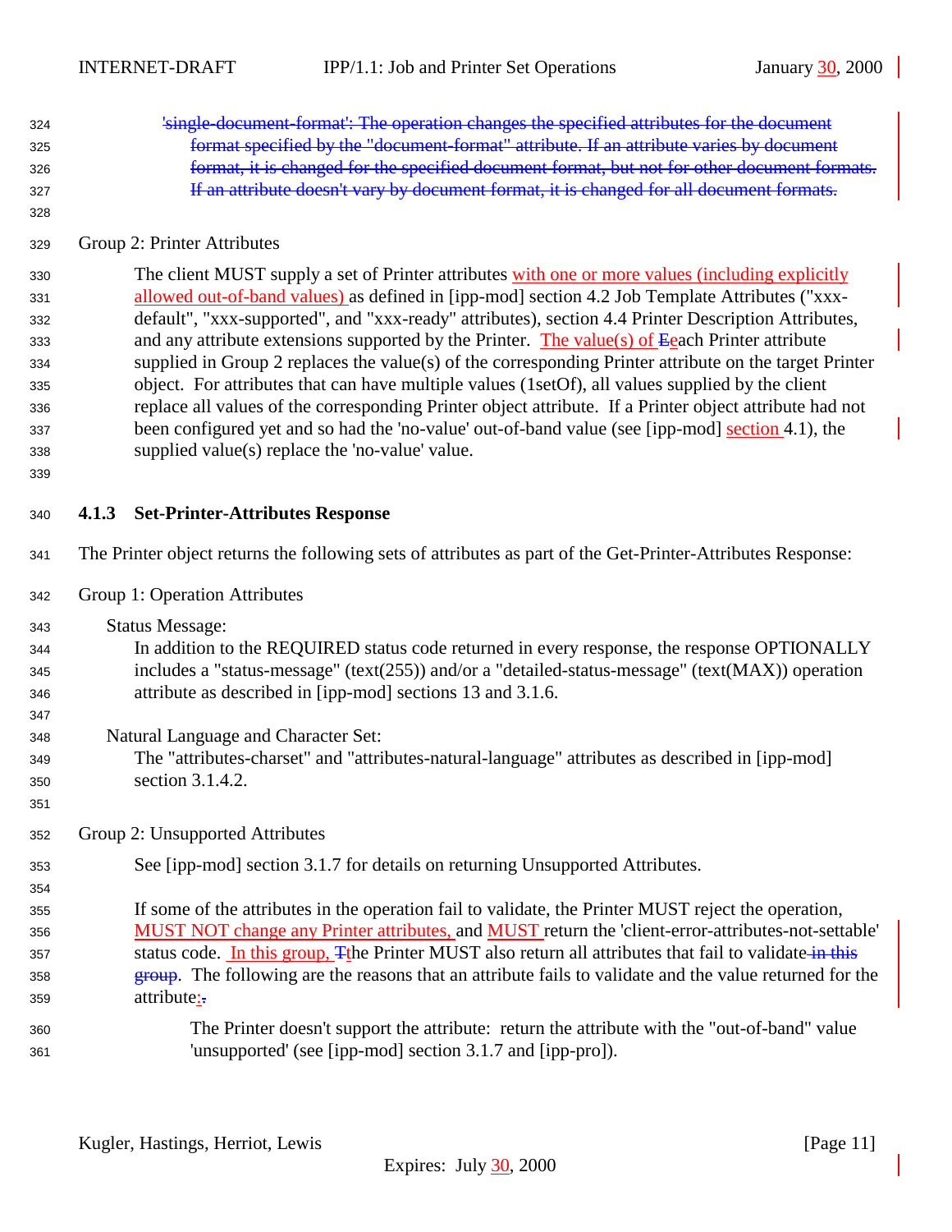'single-document-format': The operation changes the specified attributes for the document format specified by the "document-format" attribute. If an attribute varies by document format, it is changed for the specified document format, but not for other document formats. If an attribute doesn't vary by document format, it is changed for all document formats.

Group 2: Printer Attributes

The client MUST supply a set of Printer attributes with one or more values (including explicitly allowed out-of-band values) as defined in [ipp-mod] section 4.2 Job Template Attributes ("xxx-default", "xxx-supported", and "xxx-ready" attributes), section 4.4 Printer Description Attributes, and any attribute extensions supported by the Printer. The value(s) of Eeach Printer attribute supplied in Group 2 replaces the value(s) of the corresponding Printer attribute on the target Printer object. For attributes that can have multiple values (1setOf), all values supplied by the client replace all values of the corresponding Printer object attribute. If a Printer object attribute had not been configured yet and so had the 'no-value' out-of-band value (see [ipp-mod] section 4.1), the supplied value(s) replace the 'no-value' value.

### 4.1.3 Set-Printer-Attributes Response

The Printer object returns the following sets of attributes as part of the Get-Printer-Attributes Response:

Group 1: Operation Attributes

Status Message:
In addition to the REQUIRED status code returned in every response, the response OPTIONALLY includes a "status-message" (text(255)) and/or a "detailed-status-message" (text(MAX)) operation attribute as described in [ipp-mod] sections 13 and 3.1.6.

Natural Language and Character Set:
The "attributes-charset" and "attributes-natural-language" attributes as described in [ipp-mod] section 3.1.4.2.

Group 2: Unsupported Attributes

See [ipp-mod] section 3.1.7 for details on returning Unsupported Attributes.

If some of the attributes in the operation fail to validate, the Printer MUST reject the operation, MUST NOT change any Printer attributes, and MUST return the 'client-error-attributes-not-settable' status code. In this group, Tthe Printer MUST also return all attributes that fail to validate in this group. The following are the reasons that an attribute fails to validate and the value returned for the attribute:.

The Printer doesn't support the attribute: return the attribute with the "out-of-band" value 'unsupported' (see [ipp-mod] section 3.1.7 and [ipp-pro]).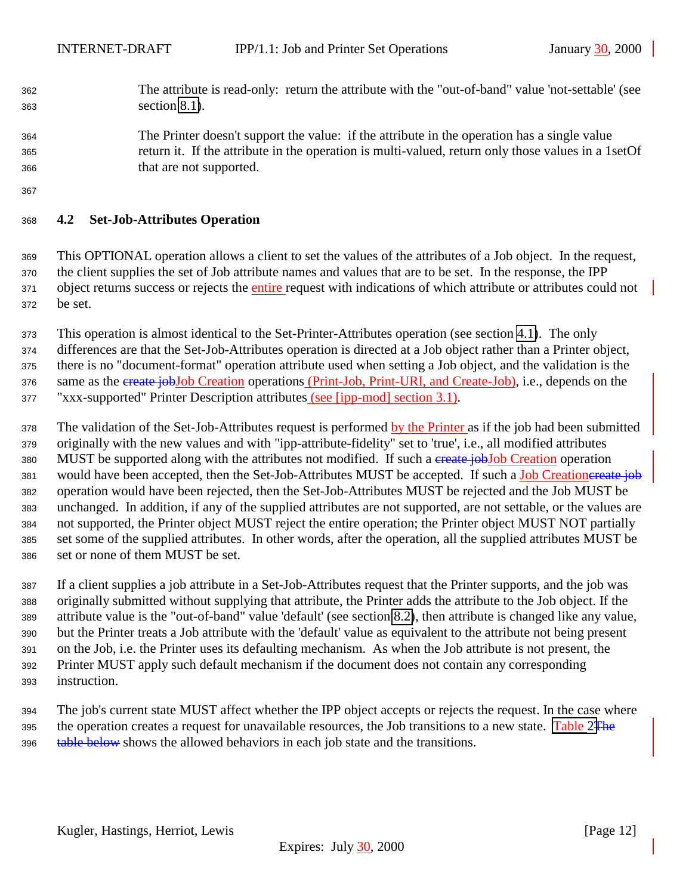The attribute is read-only: return the attribute with the "out-of-band" value 'not-settable' (see section 8.1).

The Printer doesn't support the value: if the attribute in the operation has a single value return it. If the attribute in the operation is multi-valued, return only those values in a 1setOf that are not supported.

### 4.2 Set-Job-Attributes Operation

This OPTIONAL operation allows a client to set the values of the attributes of a Job object. In the request, the client supplies the set of Job attribute names and values that are to be set. In the response, the IPP object returns success or rejects the entire request with indications of which attribute or attributes could not be set.

This operation is almost identical to the Set-Printer-Attributes operation (see section 4.1). The only differences are that the Set-Job-Attributes operation is directed at a Job object rather than a Printer object, there is no "document-format" operation attribute used when setting a Job object, and the validation is the same as the ~~create job~~Job Creation operations (Print-Job, Print-URI, and Create-Job), i.e., depends on the "xxx-supported" Printer Description attributes (see [ipp-mod] section 3.1).

The validation of the Set-Job-Attributes request is performed by the Printer as if the job had been submitted originally with the new values and with "ipp-attribute-fidelity" set to 'true', i.e., all modified attributes MUST be supported along with the attributes not modified. If such a ~~create job~~Job Creation operation would have been accepted, then the Set-Job-Attributes MUST be accepted. If such a Job Creation~~create job~~ operation would have been rejected, then the Set-Job-Attributes MUST be rejected and the Job MUST be unchanged. In addition, if any of the supplied attributes are not supported, are not settable, or the values are not supported, the Printer object MUST reject the entire operation; the Printer object MUST NOT partially set some of the supplied attributes. In other words, after the operation, all the supplied attributes MUST be set or none of them MUST be set.

If a client supplies a job attribute in a Set-Job-Attributes request that the Printer supports, and the job was originally submitted without supplying that attribute, the Printer adds the attribute to the Job object. If the attribute value is the "out-of-band" value 'default' (see section 8.2), then attribute is changed like any value, but the Printer treats a Job attribute with the 'default' value as equivalent to the attribute not being present on the Job, i.e. the Printer uses its defaulting mechanism. As when the Job attribute is not present, the Printer MUST apply such default mechanism if the document does not contain any corresponding instruction.

The job's current state MUST affect whether the IPP object accepts or rejects the request. In the case where the operation creates a request for unavailable resources, the Job transitions to a new state. Table 2~~The table below~~ shows the allowed behaviors in each job state and the transitions.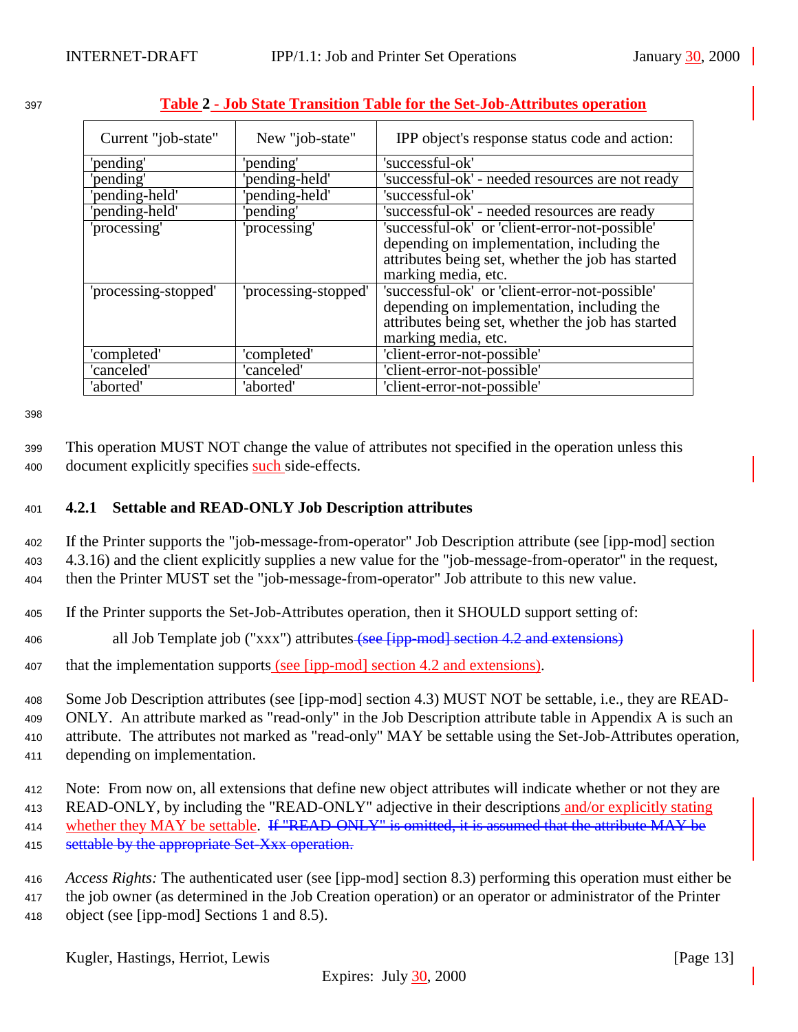**Table 2 - Job State Transition Table for the Set-Job-Attributes operation**

| Current "job-state" | New "job-state" | IPP object's response status code and action: |
|---|---|---|
| 'pending' | 'pending' | 'successful-ok' |
| 'pending' | 'pending-held' | 'successful-ok' - needed resources are not ready |
| 'pending-held' | 'pending-held' | 'successful-ok' |
| 'pending-held' | 'pending' | 'successful-ok' - needed resources are ready |
| 'processing' | 'processing' | 'successful-ok' or 'client-error-not-possible' depending on implementation, including the attributes being set, whether the job has started marking media, etc. |
| 'processing-stopped' | 'processing-stopped' | 'successful-ok' or 'client-error-not-possible' depending on implementation, including the attributes being set, whether the job has started marking media, etc. |
| 'completed' | 'completed' | 'client-error-not-possible' |
| 'canceled' | 'canceled' | 'client-error-not-possible' |
| 'aborted' | 'aborted' | 'client-error-not-possible' |

This operation MUST NOT change the value of attributes not specified in the operation unless this document explicitly specifies such side-effects.

### 4.2.1 Settable and READ-ONLY Job Description attributes

If the Printer supports the "job-message-from-operator" Job Description attribute (see [ipp-mod] section 4.3.16) and the client explicitly supplies a new value for the "job-message-from-operator" in the request, then the Printer MUST set the "job-message-from-operator" Job attribute to this new value.

If the Printer supports the Set-Job-Attributes operation, then it SHOULD support setting of:

all Job Template job ("xxx") attributes ~~(see [ipp-mod] section 4.2 and extensions)~~

that the implementation supports (see [ipp-mod] section 4.2 and extensions).

Some Job Description attributes (see [ipp-mod] section 4.3) MUST NOT be settable, i.e., they are READ-ONLY. An attribute marked as "read-only" in the Job Description attribute table in Appendix A is such an attribute. The attributes not marked as "read-only" MAY be settable using the Set-Job-Attributes operation, depending on implementation.

Note: From now on, all extensions that define new object attributes will indicate whether or not they are READ-ONLY, by including the "READ-ONLY" adjective in their descriptions and/or explicitly stating whether they MAY be settable. ~~If "READ-ONLY" is omitted, it is assumed that the attribute MAY be settable by the appropriate Set-Xxx operation.~~

*Access Rights:* The authenticated user (see [ipp-mod] section 8.3) performing this operation must either be the job owner (as determined in the Job Creation operation) or an operator or administrator of the Printer object (see [ipp-mod] Sections 1 and 8.5).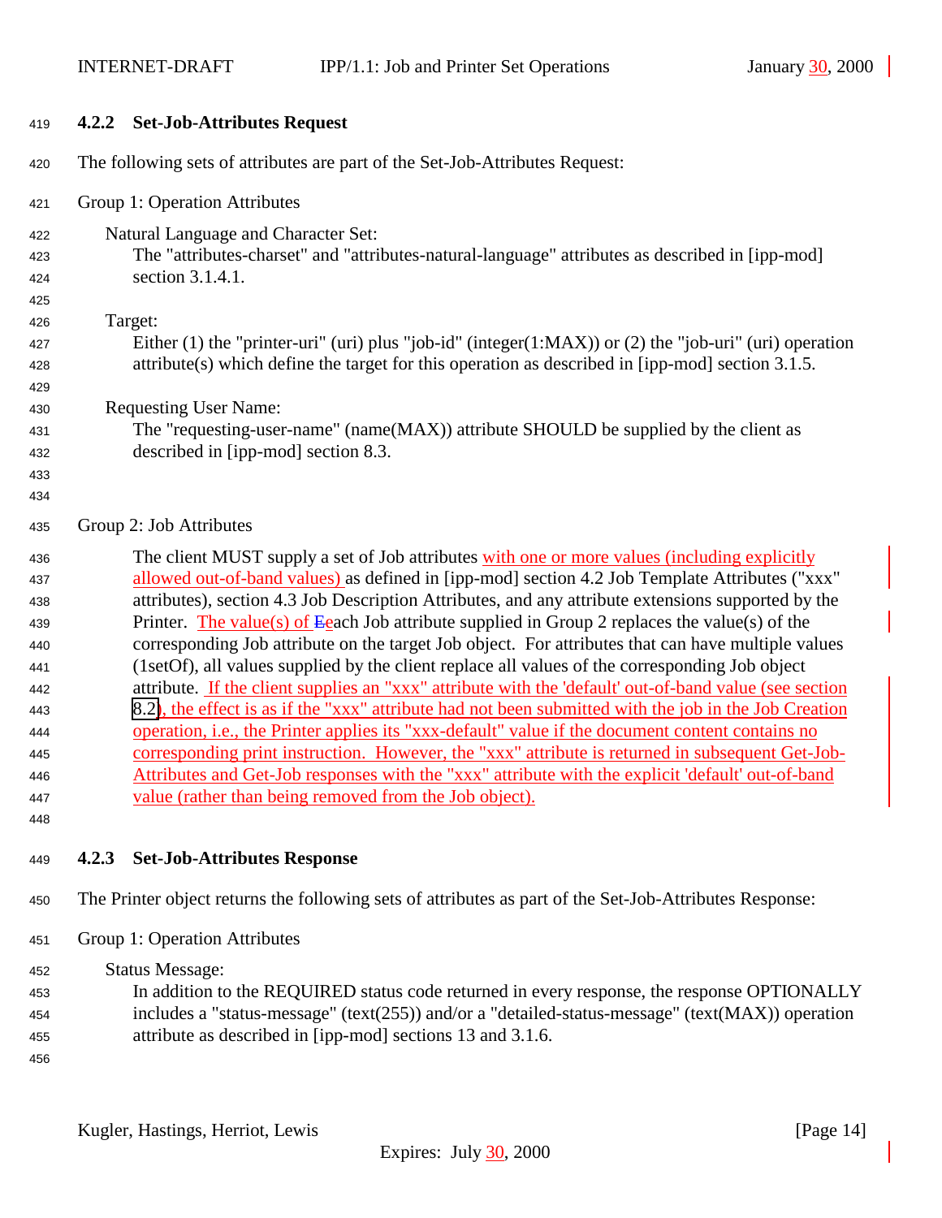### 4.2.2 Set-Job-Attributes Request

The following sets of attributes are part of the Set-Job-Attributes Request:

Group 1: Operation Attributes

Natural Language and Character Set:
The "attributes-charset" and "attributes-natural-language" attributes as described in [ipp-mod] section 3.1.4.1.

Target:
Either (1) the "printer-uri" (uri) plus "job-id" (integer(1:MAX)) or (2) the "job-uri" (uri) operation attribute(s) which define the target for this operation as described in [ipp-mod] section 3.1.5.

Requesting User Name:
The "requesting-user-name" (name(MAX)) attribute SHOULD be supplied by the client as described in [ipp-mod] section 8.3.

Group 2: Job Attributes

The client MUST supply a set of Job attributes with one or more values (including explicitly allowed out-of-band values) as defined in [ipp-mod] section 4.2 Job Template Attributes ("xxx" attributes), section 4.3 Job Description Attributes, and any attribute extensions supported by the Printer. The value(s) of each Job attribute supplied in Group 2 replaces the value(s) of the corresponding Job attribute on the target Job object. For attributes that can have multiple values (1setOf), all values supplied by the client replace all values of the corresponding Job object attribute. If the client supplies an "xxx" attribute with the 'default' out-of-band value (see section 8.2), the effect is as if the "xxx" attribute had not been submitted with the job in the Job Creation operation, i.e., the Printer applies its "xxx-default" value if the document content contains no corresponding print instruction. However, the "xxx" attribute is returned in subsequent Get-Job-Attributes and Get-Job responses with the "xxx" attribute with the explicit 'default' out-of-band value (rather than being removed from the Job object).

### 4.2.3 Set-Job-Attributes Response

The Printer object returns the following sets of attributes as part of the Set-Job-Attributes Response:

Group 1: Operation Attributes

Status Message:
In addition to the REQUIRED status code returned in every response, the response OPTIONALLY includes a "status-message" (text(255)) and/or a "detailed-status-message" (text(MAX)) operation attribute as described in [ipp-mod] sections 13 and 3.1.6.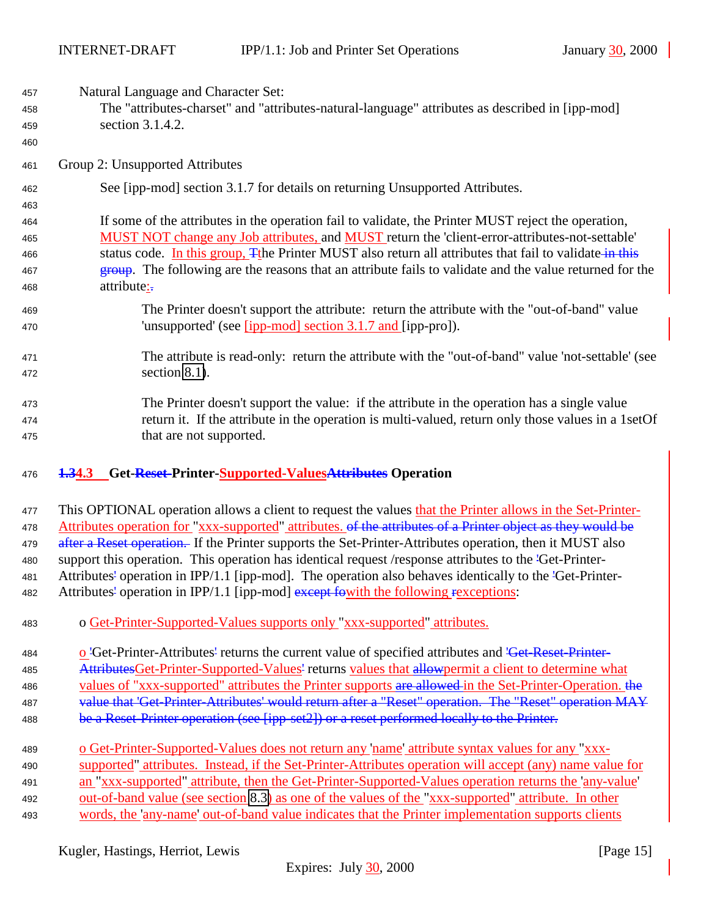Natural Language and Character Set:

The "attributes-charset" and "attributes-natural-language" attributes as described in [ipp-mod] section 3.1.4.2.

Group 2: Unsupported Attributes

See [ipp-mod] section 3.1.7 for details on returning Unsupported Attributes.

If some of the attributes in the operation fail to validate, the Printer MUST reject the operation, MUST NOT change any Job attributes, and MUST return the 'client-error-attributes-not-settable' status code. In this group, Tthe Printer MUST also return all attributes that fail to validate in this group. The following are the reasons that an attribute fails to validate and the value returned for the attribute:.

The Printer doesn't support the attribute: return the attribute with the "out-of-band" value 'unsupported' (see [ipp-mod] section 3.1.7 and [ipp-pro]).

The attribute is read-only: return the attribute with the "out-of-band" value 'not-settable' (see section 8.1).

The Printer doesn't support the value: if the attribute in the operation has a single value return it. If the attribute in the operation is multi-valued, return only those values in a 1setOf that are not supported.

### 1.34.3 Get-Reset-Printer-Supported-ValuesAttributes Operation

This OPTIONAL operation allows a client to request the values that the Printer allows in the Set-Printer-Attributes operation for "xxx-supported" attributes. of the attributes of a Printer object as they would be after a Reset operation. If the Printer supports the Set-Printer-Attributes operation, then it MUST also support this operation. This operation has identical request /response attributes to the 'Get-Printer-Attributes' operation in IPP/1.1 [ipp-mod]. The operation also behaves identically to the 'Get-Printer-Attributes' operation in IPP/1.1 [ipp-mod] except fowith the following rexceptions:

o Get-Printer-Supported-Values supports only "xxx-supported" attributes.

o 'Get-Printer-Attributes' returns the current value of specified attributes and 'Get-Reset-Printer-AttributesGet-Printer-Supported-Values' returns values that allowpermit a client to determine what values of "xxx-supported" attributes the Printer supports are allowed in the Set-Printer-Operation. the value that 'Get-Printer-Attributes' would return after a "Reset" operation. The "Reset" operation MAY be a Reset-Printer operation (see [ipp-set2]) or a reset performed locally to the Printer.

o Get-Printer-Supported-Values does not return any 'name' attribute syntax values for any "xxx-supported" attributes. Instead, if the Set-Printer-Attributes operation will accept (any) name value for an "xxx-supported" attribute, then the Get-Printer-Supported-Values operation returns the 'any-value' out-of-band value (see section 8.3) as one of the values of the "xxx-supported" attribute. In other words, the 'any-name' out-of-band value indicates that the Printer implementation supports clients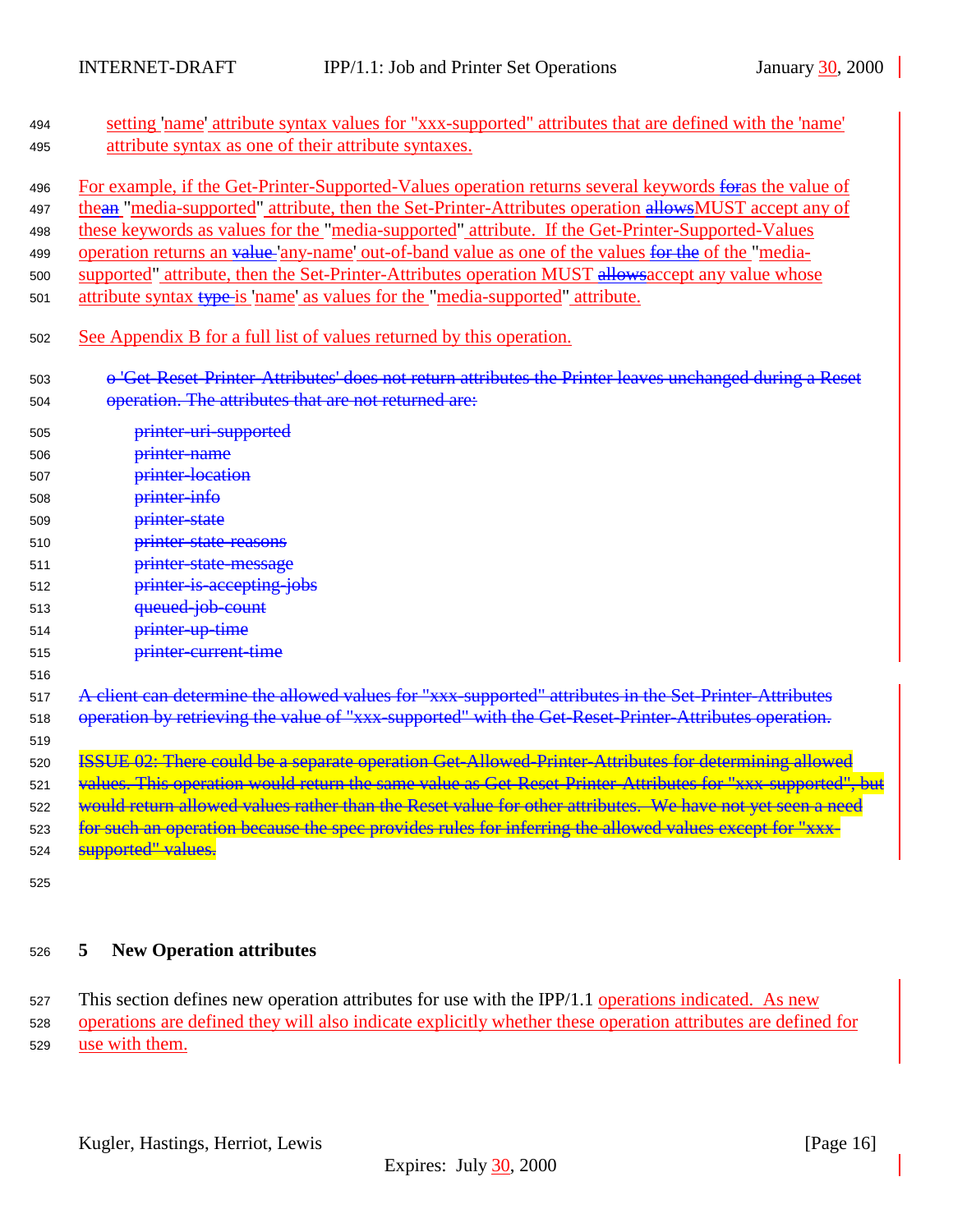setting 'name' attribute syntax values for "xxx-supported" attributes that are defined with the 'name' attribute syntax as one of their attribute syntaxes.

For example, if the Get-Printer-Supported-Values operation returns several keywords ~~for~~as the value of the~~an~~ "media-supported" attribute, then the Set-Printer-Attributes operation ~~allows~~MUST accept any of these keywords as values for the "media-supported" attribute. If the Get-Printer-Supported-Values operation returns an ~~value~~ 'any-name' out-of-band value as one of the values ~~for the~~ of the "media-supported" attribute, then the Set-Printer-Attributes operation MUST ~~allows~~accept any value whose attribute syntax ~~type~~ is 'name' as values for the "media-supported" attribute.

See Appendix B for a full list of values returned by this operation.

~~o 'Get-Reset-Printer-Attributes' does not return attributes the Printer leaves unchanged during a Reset operation. The attributes that are not returned are:~~

~~printer-uri-supported~~
~~printer-name~~
~~printer-location~~
~~printer-info~~
~~printer-state~~
~~printer-state-reasons~~
~~printer-state-message~~
~~printer-is-accepting-jobs~~
~~queued-job-count~~
~~printer-up-time~~
~~printer-current-time~~

~~A client can determine the allowed values for "xxx-supported" attributes in the Set-Printer-Attributes operation by retrieving the value of "xxx-supported" with the Get-Reset-Printer-Attributes operation.~~

~~ISSUE 02: There could be a separate operation Get-Allowed-Printer-Attributes for determining allowed values. This operation would return the same value as Get-Reset-Printer-Attributes for "xxx-supported", but would return allowed values rather than the Reset value for other attributes. We have not yet seen a need for such an operation because the spec provides rules for inferring the allowed values except for "xxx-supported" values.~~

## 5 New Operation attributes

This section defines new operation attributes for use with the IPP/1.1 operations indicated. As new operations are defined they will also indicate explicitly whether these operation attributes are defined for use with them.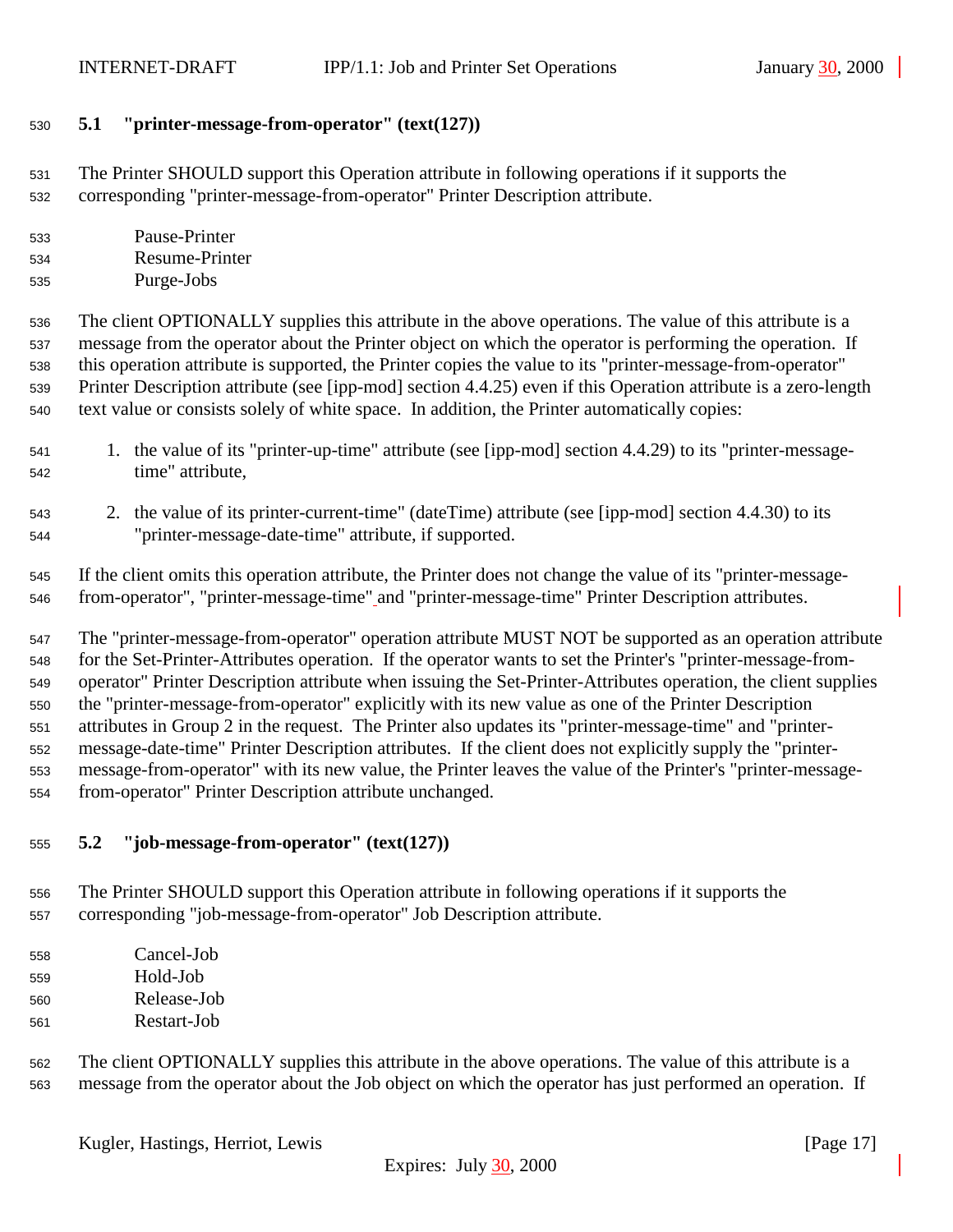### 5.1 "printer-message-from-operator" (text(127))

The Printer SHOULD support this Operation attribute in following operations if it supports the corresponding "printer-message-from-operator" Printer Description attribute.

- Pause-Printer
- Resume-Printer
- Purge-Jobs

The client OPTIONALLY supplies this attribute in the above operations. The value of this attribute is a message from the operator about the Printer object on which the operator is performing the operation. If this operation attribute is supported, the Printer copies the value to its "printer-message-from-operator" Printer Description attribute (see [ipp-mod] section 4.4.25) even if this Operation attribute is a zero-length text value or consists solely of white space. In addition, the Printer automatically copies:

1. the value of its "printer-up-time" attribute (see [ipp-mod] section 4.4.29) to its "printer-message-time" attribute,

2. the value of its printer-current-time" (dateTime) attribute (see [ipp-mod] section 4.4.30) to its "printer-message-date-time" attribute, if supported.

If the client omits this operation attribute, the Printer does not change the value of its "printer-message-from-operator", "printer-message-time" and "printer-message-time" Printer Description attributes.

The "printer-message-from-operator" operation attribute MUST NOT be supported as an operation attribute for the Set-Printer-Attributes operation. If the operator wants to set the Printer's "printer-message-from-operator" Printer Description attribute when issuing the Set-Printer-Attributes operation, the client supplies the "printer-message-from-operator" explicitly with its new value as one of the Printer Description attributes in Group 2 in the request. The Printer also updates its "printer-message-time" and "printer-message-date-time" Printer Description attributes. If the client does not explicitly supply the "printer-message-from-operator" with its new value, the Printer leaves the value of the Printer's "printer-message-from-operator" Printer Description attribute unchanged.

### 5.2 "job-message-from-operator" (text(127))

The Printer SHOULD support this Operation attribute in following operations if it supports the corresponding "job-message-from-operator" Job Description attribute.

- Cancel-Job
- Hold-Job
- Release-Job
- Restart-Job

The client OPTIONALLY supplies this attribute in the above operations. The value of this attribute is a message from the operator about the Job object on which the operator has just performed an operation. If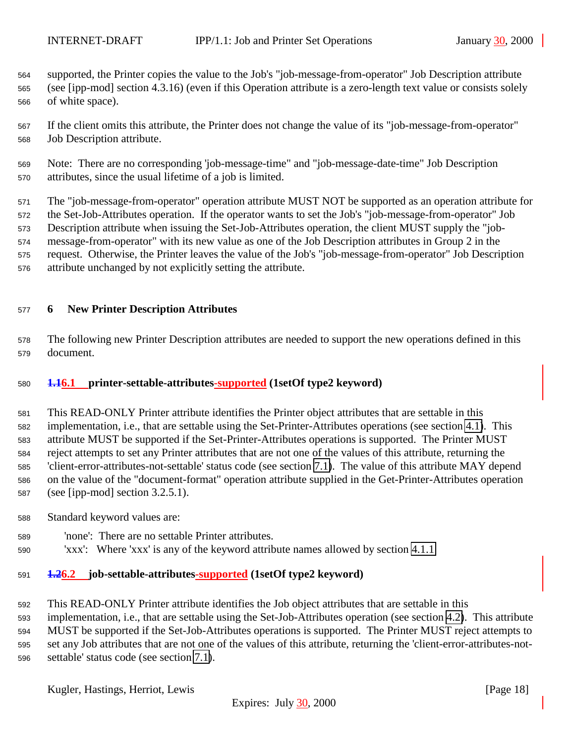supported, the Printer copies the value to the Job's "job-message-from-operator" Job Description attribute (see [ipp-mod] section 4.3.16) (even if this Operation attribute is a zero-length text value or consists solely of white space).

If the client omits this attribute, the Printer does not change the value of its "job-message-from-operator" Job Description attribute.

Note: There are no corresponding 'job-message-time" and "job-message-date-time" Job Description attributes, since the usual lifetime of a job is limited.

The "job-message-from-operator" operation attribute MUST NOT be supported as an operation attribute for the Set-Job-Attributes operation. If the operator wants to set the Job's "job-message-from-operator" Job Description attribute when issuing the Set-Job-Attributes operation, the client MUST supply the "job-message-from-operator" with its new value as one of the Job Description attributes in Group 2 in the request. Otherwise, the Printer leaves the value of the Job's "job-message-from-operator" Job Description attribute unchanged by not explicitly setting the attribute.

## 6 New Printer Description Attributes

The following new Printer Description attributes are needed to support the new operations defined in this document.

### ~~1.1~~6.1 printer-settable-attributes-supported (1setOf type2 keyword)

This READ-ONLY Printer attribute identifies the Printer object attributes that are settable in this implementation, i.e., that are settable using the Set-Printer-Attributes operations (see section 4.1). This attribute MUST be supported if the Set-Printer-Attributes operations is supported. The Printer MUST reject attempts to set any Printer attributes that are not one of the values of this attribute, returning the 'client-error-attributes-not-settable' status code (see section 7.1). The value of this attribute MAY depend on the value of the "document-format" operation attribute supplied in the Get-Printer-Attributes operation (see [ipp-mod] section 3.2.5.1).

Standard keyword values are:

'none': There are no settable Printer attributes.
'xxx': Where 'xxx' is any of the keyword attribute names allowed by section 4.1.1

### ~~1.2~~6.2 job-settable-attributes-supported (1setOf type2 keyword)

This READ-ONLY Printer attribute identifies the Job object attributes that are settable in this implementation, i.e., that are settable using the Set-Job-Attributes operation (see section 4.2). This attribute MUST be supported if the Set-Job-Attributes operations is supported. The Printer MUST reject attempts to set any Job attributes that are not one of the values of this attribute, returning the 'client-error-attributes-not-settable' status code (see section 7.1).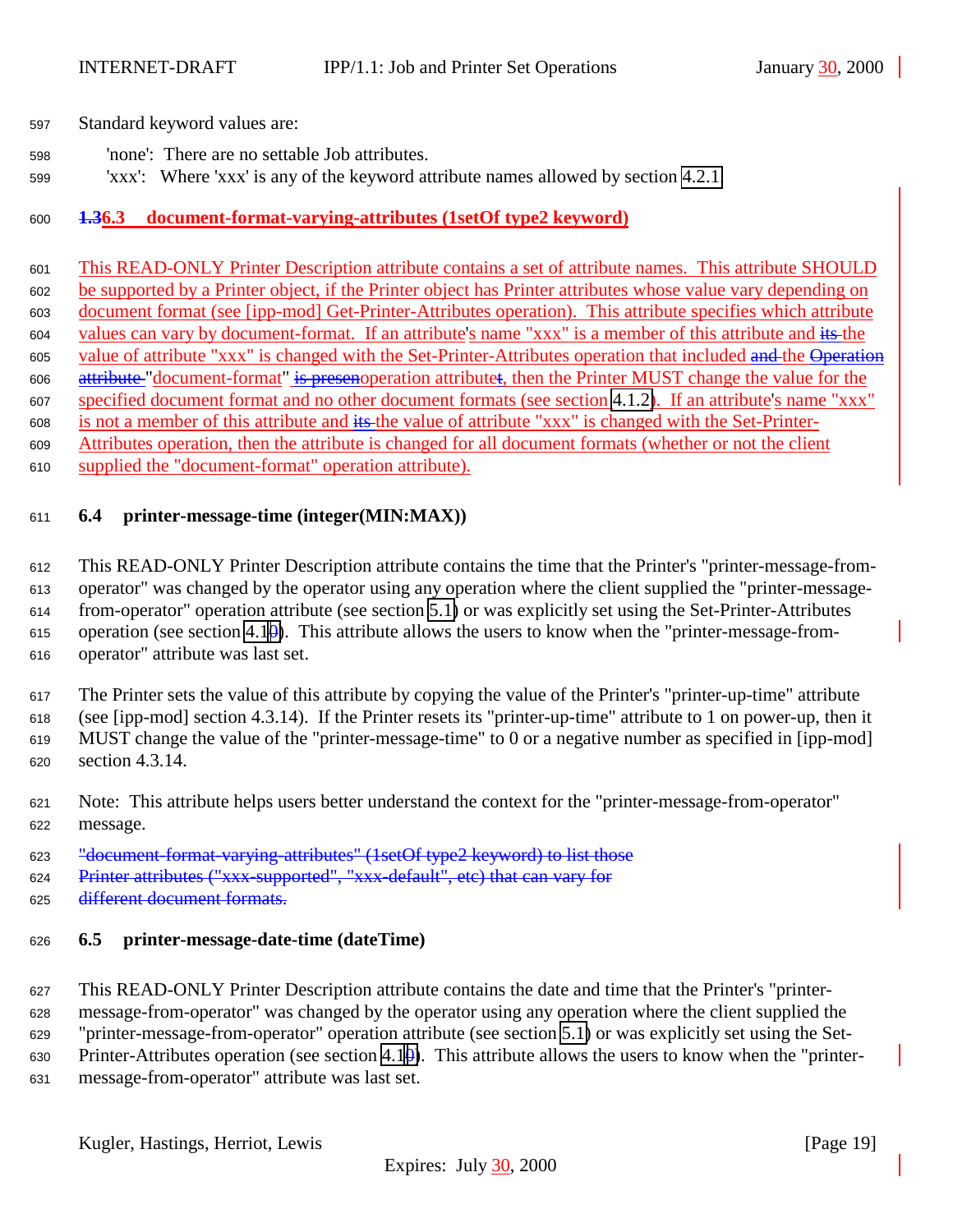Standard keyword values are:

'none': There are no settable Job attributes.
'xxx': Where 'xxx' is any of the keyword attribute names allowed by section 4.2.1

### 6.3 document-format-varying-attributes (1setOf type2 keyword)

This READ-ONLY Printer Description attribute contains a set of attribute names. This attribute SHOULD be supported by a Printer object, if the Printer object has Printer attributes whose value vary depending on document format (see [ipp-mod] Get-Printer-Attributes operation). This attribute specifies which attribute values can vary by document-format. If an attribute's name "xxx" is a member of this attribute and the value of attribute "xxx" is changed with the Set-Printer-Attributes operation that included the "document-format" operation attribute, then the Printer MUST change the value for the specified document format and no other document formats (see section 4.1.2). If an attribute's name "xxx" is not a member of this attribute and the value of attribute "xxx" is changed with the Set-Printer-Attributes operation, then the attribute is changed for all document formats (whether or not the client supplied the "document-format" operation attribute).

### 6.4 printer-message-time (integer(MIN:MAX))

This READ-ONLY Printer Description attribute contains the time that the Printer's "printer-message-from-operator" was changed by the operator using any operation where the client supplied the "printer-message-from-operator" operation attribute (see section 5.1) or was explicitly set using the Set-Printer-Attributes operation (see section 4.1). This attribute allows the users to know when the "printer-message-from-operator" attribute was last set.

The Printer sets the value of this attribute by copying the value of the Printer's "printer-up-time" attribute (see [ipp-mod] section 4.3.14). If the Printer resets its "printer-up-time" attribute to 1 on power-up, then it MUST change the value of the "printer-message-time" to 0 or a negative number as specified in [ipp-mod] section 4.3.14.

Note: This attribute helps users better understand the context for the "printer-message-from-operator" message.

### 6.5 printer-message-date-time (dateTime)

This READ-ONLY Printer Description attribute contains the date and time that the Printer's "printer-message-from-operator" was changed by the operator using any operation where the client supplied the "printer-message-from-operator" operation attribute (see section 5.1) or was explicitly set using the Set-Printer-Attributes operation (see section 4.1). This attribute allows the users to know when the "printer-message-from-operator" attribute was last set.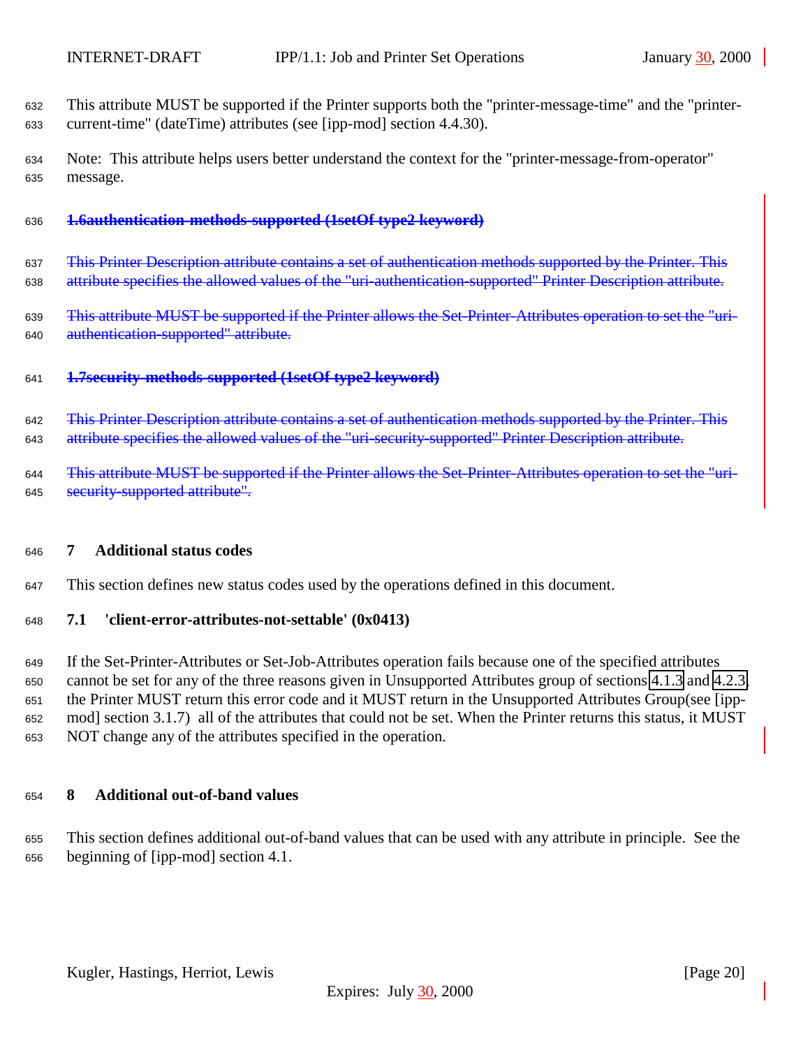This attribute MUST be supported if the Printer supports both the "printer-message-time" and the "printer-current-time" (dateTime) attributes (see [ipp-mod] section 4.4.30).

Note: This attribute helps users better understand the context for the "printer-message-from-operator" message.

### ~~1.6authentication-methods-supported (1setOf type2 keyword)~~

~~This Printer Description attribute contains a set of authentication methods supported by the Printer. This attribute specifies the allowed values of the "uri-authentication-supported" Printer Description attribute.~~

~~This attribute MUST be supported if the Printer allows the Set-Printer-Attributes operation to set the "uri-authentication-supported" attribute.~~

### ~~1.7security-methods-supported (1setOf type2 keyword)~~

~~This Printer Description attribute contains a set of authentication methods supported by the Printer. This attribute specifies the allowed values of the "uri-security-supported" Printer Description attribute.~~

~~This attribute MUST be supported if the Printer allows the Set-Printer-Attributes operation to set the "uri-security-supported attribute".~~

# 7 Additional status codes

This section defines new status codes used by the operations defined in this document.

## 7.1 'client-error-attributes-not-settable' (0x0413)

If the Set-Printer-Attributes or Set-Job-Attributes operation fails because one of the specified attributes cannot be set for any of the three reasons given in Unsupported Attributes group of sections 4.1.3 and 4.2.3, the Printer MUST return this error code and it MUST return in the Unsupported Attributes Group(see [ipp-mod] section 3.1.7) all of the attributes that could not be set. When the Printer returns this status, it MUST NOT change any of the attributes specified in the operation.

# 8 Additional out-of-band values

This section defines additional out-of-band values that can be used with any attribute in principle. See the beginning of [ipp-mod] section 4.1.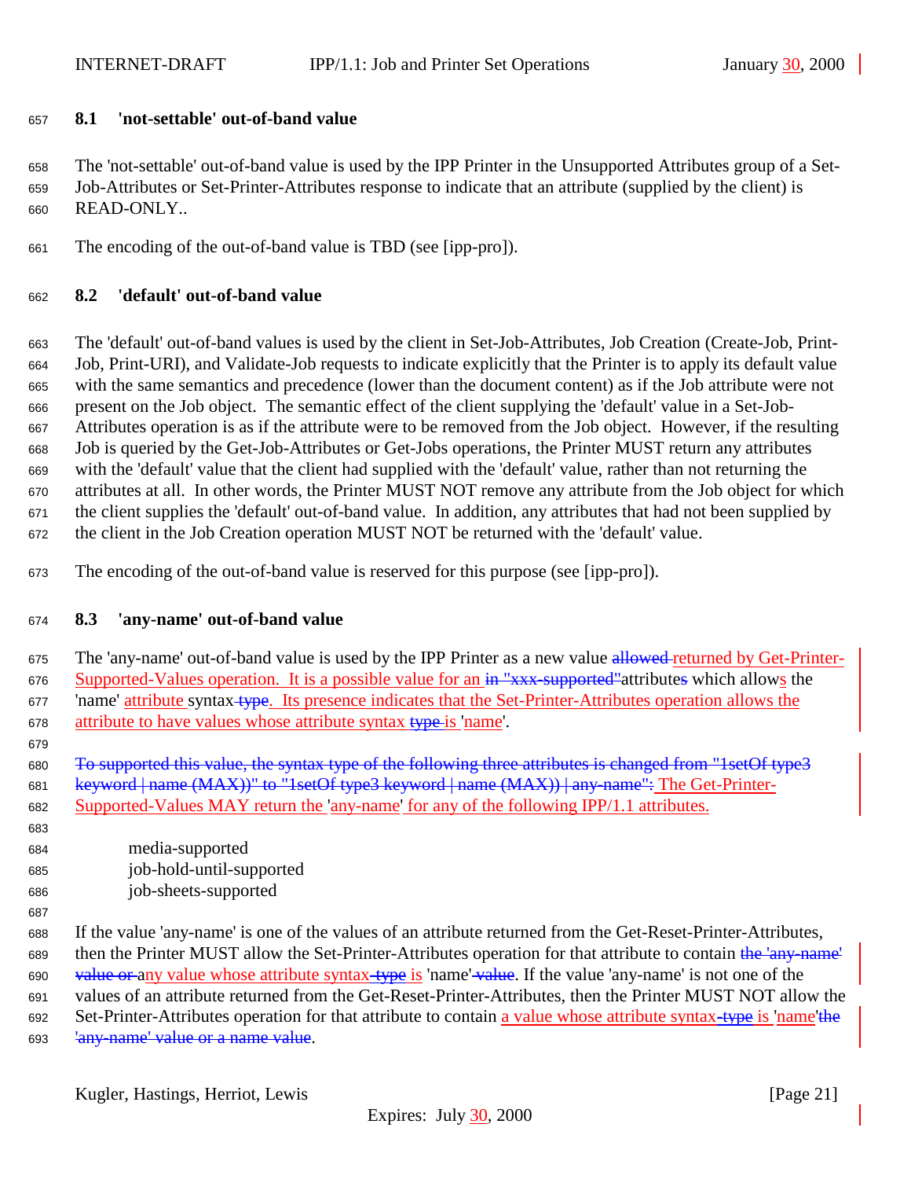### 8.1 'not-settable' out-of-band value

The 'not-settable' out-of-band value is used by the IPP Printer in the Unsupported Attributes group of a Set-Job-Attributes or Set-Printer-Attributes response to indicate that an attribute (supplied by the client) is READ-ONLY..

The encoding of the out-of-band value is TBD (see [ipp-pro]).

### 8.2 'default' out-of-band value

The 'default' out-of-band values is used by the client in Set-Job-Attributes, Job Creation (Create-Job, Print-Job, Print-URI), and Validate-Job requests to indicate explicitly that the Printer is to apply its default value with the same semantics and precedence (lower than the document content) as if the Job attribute were not present on the Job object. The semantic effect of the client supplying the 'default' value in a Set-Job-Attributes operation is as if the attribute were to be removed from the Job object. However, if the resulting Job is queried by the Get-Job-Attributes or Get-Jobs operations, the Printer MUST return any attributes with the 'default' value that the client had supplied with the 'default' value, rather than not returning the attributes at all. In other words, the Printer MUST NOT remove any attribute from the Job object for which the client supplies the 'default' out-of-band value. In addition, any attributes that had not been supplied by the client in the Job Creation operation MUST NOT be returned with the 'default' value.

The encoding of the out-of-band value is reserved for this purpose (see [ipp-pro]).

### 8.3 'any-name' out-of-band value

The 'any-name' out-of-band value is used by the IPP Printer as a new value ~~allowed~~ returned by Get-Printer-Supported-Values operation. It is a possible value for an ~~in "xxx-supported"~~attribute~~s~~ which allows the 'name' attribute syntax~~ type~~. Its presence indicates that the Set-Printer-Attributes operation allows the attribute to have values whose attribute syntax ~~type~~ is 'name'.

~~To supported this value, the syntax type of the following three attributes is changed from "1setOf type3 keyword | name (MAX))" to "1setOf type3 keyword | name (MAX)) | any-name":~~ The Get-Printer-Supported-Values MAY return the 'any-name' for any of the following IPP/1.1 attributes.

- media-supported
- job-hold-until-supported
- job-sheets-supported

If the value 'any-name' is one of the values of an attribute returned from the Get-Reset-Printer-Attributes, then the Printer MUST allow the Set-Printer-Attributes operation for that attribute to contain ~~the 'any-name' value or~~ any value whose attribute syntax~~ type~~ is 'name'~~ value~~. If the value 'any-name' is not one of the values of an attribute returned from the Get-Reset-Printer-Attributes, then the Printer MUST NOT allow the Set-Printer-Attributes operation for that attribute to contain a value whose attribute syntax~~ type~~ is 'name'~~the 'any-name' value or a name value~~.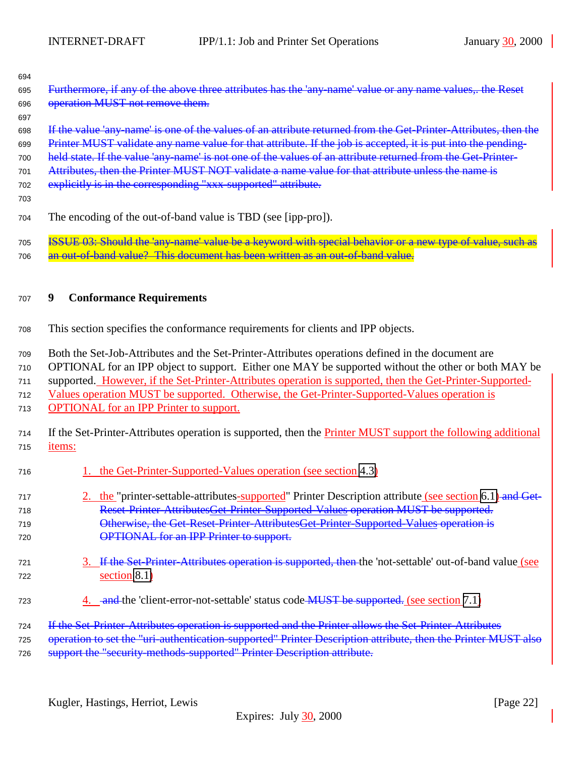Furthermore, if any of the above three attributes has the 'any-name' value or any name values,. the Reset operation MUST not remove them.

If the value 'any-name' is one of the values of an attribute returned from the Get-Printer-Attributes, then the Printer MUST validate any name value for that attribute. If the job is accepted, it is put into the pending-held state. If the value 'any-name' is not one of the values of an attribute returned from the Get-Printer-Attributes, then the Printer MUST NOT validate a name value for that attribute unless the name is explicitly is in the corresponding "xxx-supported" attribute.

The encoding of the out-of-band value is TBD (see [ipp-pro]).

ISSUE 03: Should the 'any-name' value be a keyword with special behavior or a new type of value, such as an out-of-band value? This document has been written as an out-of-band value.

# 9 Conformance Requirements

This section specifies the conformance requirements for clients and IPP objects.

Both the Set-Job-Attributes and the Set-Printer-Attributes operations defined in the document are OPTIONAL for an IPP object to support. Either one MAY be supported without the other or both MAY be supported. However, if the Set-Printer-Attributes operation is supported, then the Get-Printer-Supported-Values operation MUST be supported. Otherwise, the Get-Printer-Supported-Values operation is OPTIONAL for an IPP Printer to support.

If the Set-Printer-Attributes operation is supported, then the Printer MUST support the following additional items:

1. the Get-Printer-Supported-Values operation (see section 4.3)
2. the "printer-settable-attributes-supported" Printer Description attribute (see section 6.1) and Get-Reset-Printer-AttributesGet-Printer-Supported-Values operation MUST be supported. Otherwise, the Get-Reset-Printer-AttributesGet-Printer-Supported-Values operation is OPTIONAL for an IPP Printer to support.
3. If the Set-Printer-Attributes operation is supported, then the 'not-settable' out-of-band value (see section 8.1)
4. and the 'client-error-not-settable' status code MUST be supported. (see section 7.1)

If the Set-Printer-Attributes operation is supported and the Printer allows the Set-Printer-Attributes operation to set the "uri-authentication-supported" Printer Description attribute, then the Printer MUST also support the "security-methods-supported" Printer Description attribute.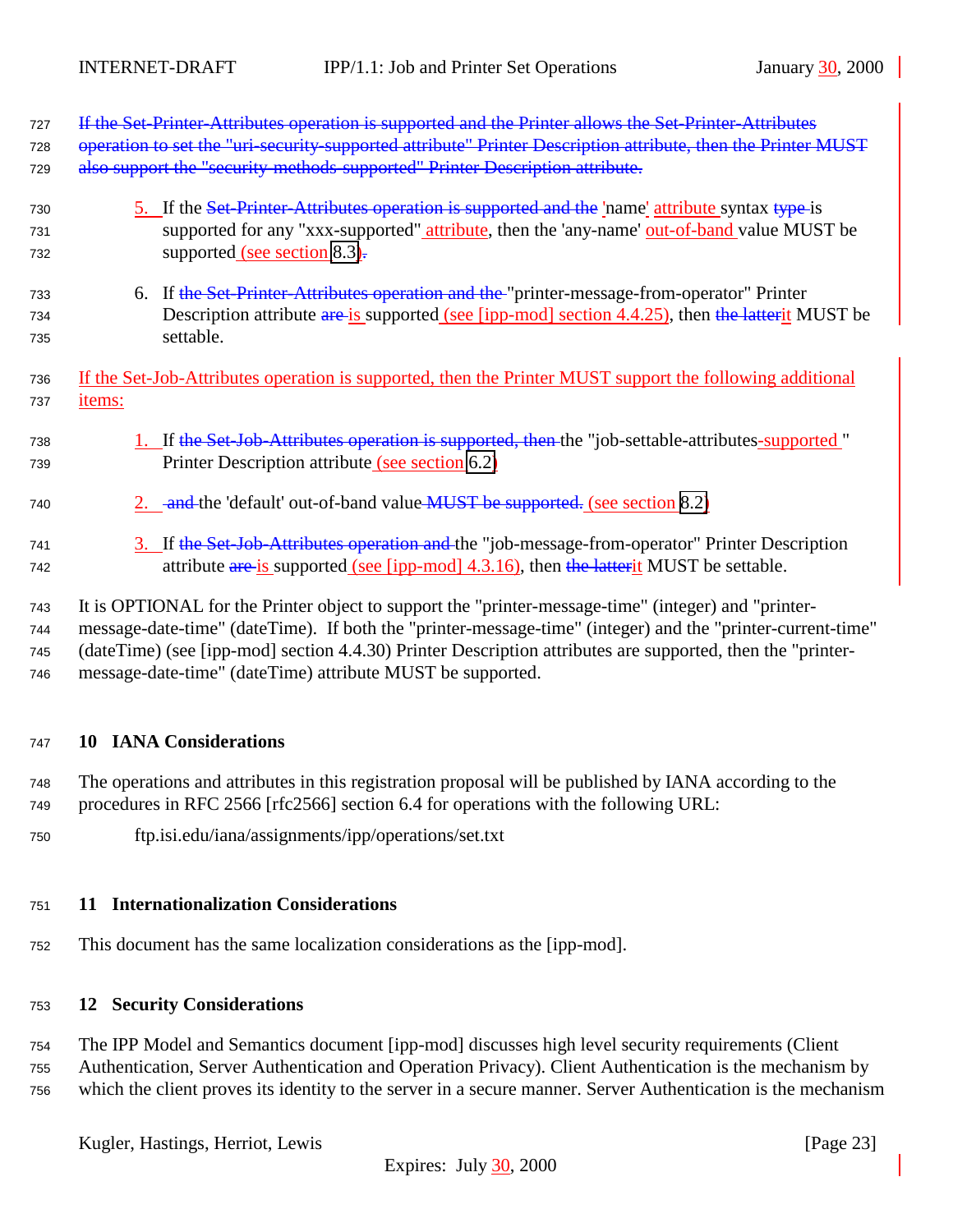If the Set-Printer-Attributes operation is supported and the Printer allows the Set-Printer-Attributes operation to set the "uri-security-supported attribute" Printer Description attribute, then the Printer MUST also support the "security-methods-supported" Printer Description attribute.

5. If the Set-Printer-Attributes operation is supported and the 'name' attribute syntax type is supported for any "xxx-supported" attribute, then the 'any-name' out-of-band value MUST be supported (see section 8.3).

6. If the Set-Printer-Attributes operation and the "printer-message-from-operator" Printer Description attribute are is supported (see [ipp-mod] section 4.4.25), then the latterit MUST be settable.

If the Set-Job-Attributes operation is supported, then the Printer MUST support the following additional items:

1. If the Set-Job-Attributes operation is supported, then the "job-settable-attributes-supported " Printer Description attribute (see section 6.2)

2. and the 'default' out-of-band value MUST be supported. (see section 8.2)

3. If the Set-Job-Attributes operation and the "job-message-from-operator" Printer Description attribute are is supported (see [ipp-mod] 4.3.16), then the latterit MUST be settable.

It is OPTIONAL for the Printer object to support the "printer-message-time" (integer) and "printer-message-date-time" (dateTime). If both the "printer-message-time" (integer) and the "printer-current-time" (dateTime) (see [ipp-mod] section 4.4.30) Printer Description attributes are supported, then the "printer-message-date-time" (dateTime) attribute MUST be supported.

## 10 IANA Considerations

The operations and attributes in this registration proposal will be published by IANA according to the procedures in RFC 2566 [rfc2566] section 6.4 for operations with the following URL:

ftp.isi.edu/iana/assignments/ipp/operations/set.txt

## 11 Internationalization Considerations

This document has the same localization considerations as the [ipp-mod].

## 12 Security Considerations

The IPP Model and Semantics document [ipp-mod] discusses high level security requirements (Client Authentication, Server Authentication and Operation Privacy). Client Authentication is the mechanism by which the client proves its identity to the server in a secure manner. Server Authentication is the mechanism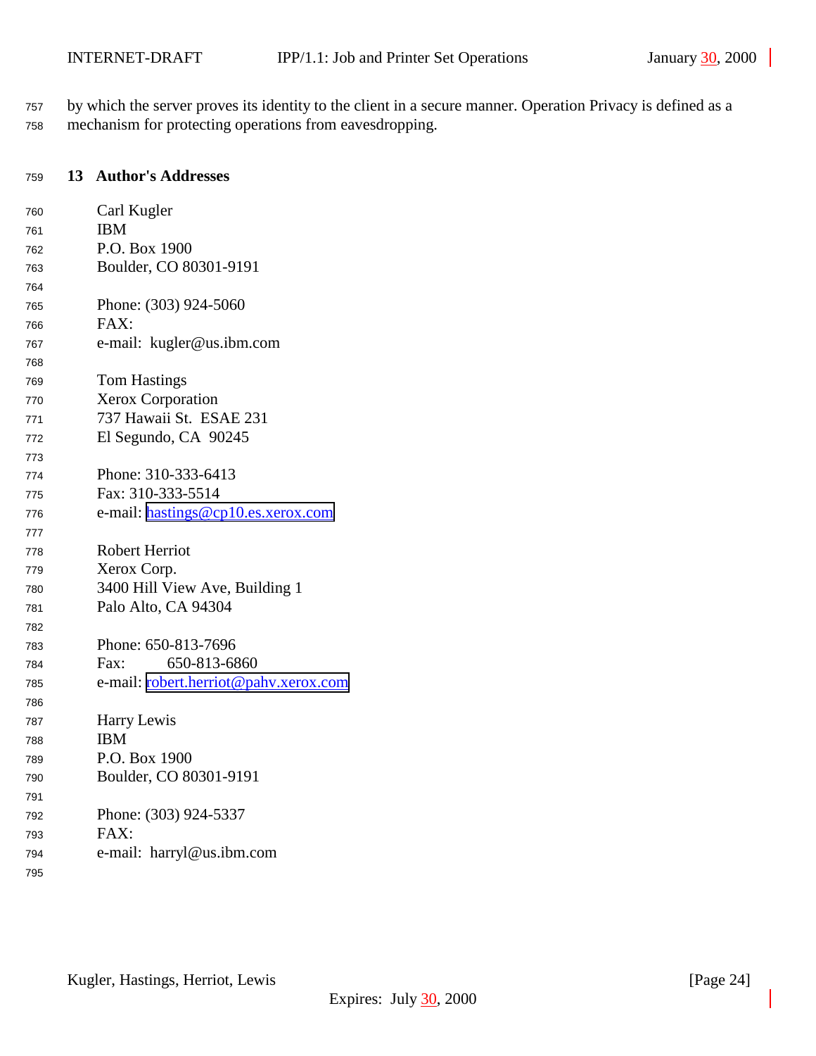by which the server proves its identity to the client in a secure manner. Operation Privacy is defined as a mechanism for protecting operations from eavesdropping.

## 13 Author's Addresses

Carl Kugler
IBM
P.O. Box 1900
Boulder, CO 80301-9191

Phone: (303) 924-5060
FAX:
e-mail: kugler@us.ibm.com

Tom Hastings
Xerox Corporation
737 Hawaii St. ESAE 231
El Segundo, CA 90245

Phone: 310-333-6413
Fax: 310-333-5514
e-mail: hastings@cp10.es.xerox.com

Robert Herriot
Xerox Corp.
3400 Hill View Ave, Building 1
Palo Alto, CA 94304

Phone: 650-813-7696
Fax: 650-813-6860
e-mail: robert.herriot@pahv.xerox.com

Harry Lewis
IBM
P.O. Box 1900
Boulder, CO 80301-9191

Phone: (303) 924-5337
FAX:
e-mail: harryl@us.ibm.com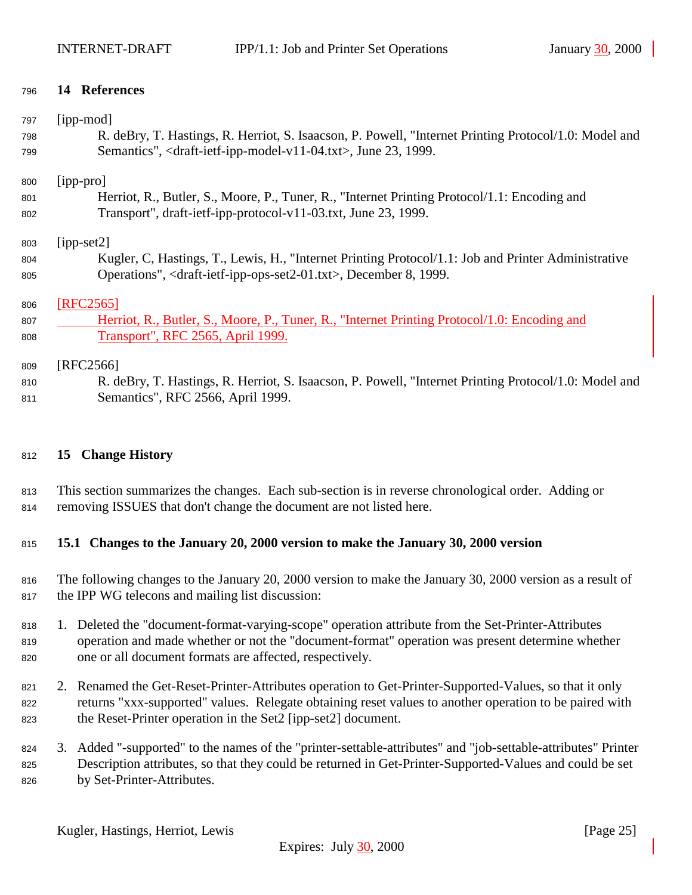# 14 References

[ipp-mod]
R. deBry, T. Hastings, R. Herriot, S. Isaacson, P. Powell, "Internet Printing Protocol/1.0: Model and Semantics", <draft-ietf-ipp-model-v11-04.txt>, June 23, 1999.

[ipp-pro]
Herriot, R., Butler, S., Moore, P., Tuner, R., "Internet Printing Protocol/1.1: Encoding and Transport", draft-ietf-ipp-protocol-v11-03.txt, June 23, 1999.

[ipp-set2]
Kugler, C, Hastings, T., Lewis, H., "Internet Printing Protocol/1.1: Job and Printer Administrative Operations", <draft-ietf-ipp-ops-set2-01.txt>, December 8, 1999.

[RFC2565]
Herriot, R., Butler, S., Moore, P., Tuner, R., "Internet Printing Protocol/1.0: Encoding and Transport", RFC 2565, April 1999.

[RFC2566]
R. deBry, T. Hastings, R. Herriot, S. Isaacson, P. Powell, "Internet Printing Protocol/1.0: Model and Semantics", RFC 2566, April 1999.

# 15 Change History

This section summarizes the changes. Each sub-section is in reverse chronological order. Adding or removing ISSUES that don't change the document are not listed here.

## 15.1 Changes to the January 20, 2000 version to make the January 30, 2000 version

The following changes to the January 20, 2000 version to make the January 30, 2000 version as a result of the IPP WG telecons and mailing list discussion:

1. Deleted the "document-format-varying-scope" operation attribute from the Set-Printer-Attributes operation and made whether or not the "document-format" operation was present determine whether one or all document formats are affected, respectively.
2. Renamed the Get-Reset-Printer-Attributes operation to Get-Printer-Supported-Values, so that it only returns "xxx-supported" values. Relegate obtaining reset values to another operation to be paired with the Reset-Printer operation in the Set2 [ipp-set2] document.
3. Added "-supported" to the names of the "printer-settable-attributes" and "job-settable-attributes" Printer Description attributes, so that they could be returned in Get-Printer-Supported-Values and could be set by Set-Printer-Attributes.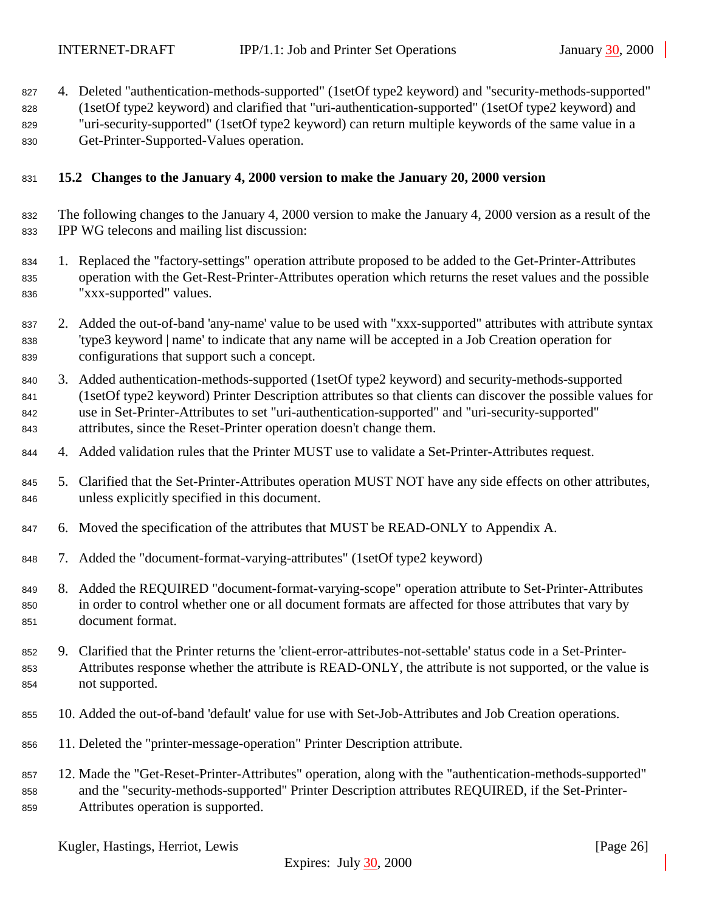4. Deleted "authentication-methods-supported" (1setOf type2 keyword) and "security-methods-supported" (1setOf type2 keyword) and clarified that "uri-authentication-supported" (1setOf type2 keyword) and "uri-security-supported" (1setOf type2 keyword) can return multiple keywords of the same value in a Get-Printer-Supported-Values operation.

## 15.2 Changes to the January 4, 2000 version to make the January 20, 2000 version

The following changes to the January 4, 2000 version to make the January 4, 2000 version as a result of the IPP WG telecons and mailing list discussion:

1. Replaced the "factory-settings" operation attribute proposed to be added to the Get-Printer-Attributes operation with the Get-Rest-Printer-Attributes operation which returns the reset values and the possible "xxx-supported" values.
2. Added the out-of-band 'any-name' value to be used with "xxx-supported" attributes with attribute syntax 'type3 keyword | name' to indicate that any name will be accepted in a Job Creation operation for configurations that support such a concept.
3. Added authentication-methods-supported (1setOf type2 keyword) and security-methods-supported (1setOf type2 keyword) Printer Description attributes so that clients can discover the possible values for use in Set-Printer-Attributes to set "uri-authentication-supported" and "uri-security-supported" attributes, since the Reset-Printer operation doesn't change them.
4. Added validation rules that the Printer MUST use to validate a Set-Printer-Attributes request.
5. Clarified that the Set-Printer-Attributes operation MUST NOT have any side effects on other attributes, unless explicitly specified in this document.
6. Moved the specification of the attributes that MUST be READ-ONLY to Appendix A.
7. Added the "document-format-varying-attributes" (1setOf type2 keyword)
8. Added the REQUIRED "document-format-varying-scope" operation attribute to Set-Printer-Attributes in order to control whether one or all document formats are affected for those attributes that vary by document format.
9. Clarified that the Printer returns the 'client-error-attributes-not-settable' status code in a Set-Printer-Attributes response whether the attribute is READ-ONLY, the attribute is not supported, or the value is not supported.
10. Added the out-of-band 'default' value for use with Set-Job-Attributes and Job Creation operations.
11. Deleted the "printer-message-operation" Printer Description attribute.
12. Made the "Get-Reset-Printer-Attributes" operation, along with the "authentication-methods-supported" and the "security-methods-supported" Printer Description attributes REQUIRED, if the Set-Printer-Attributes operation is supported.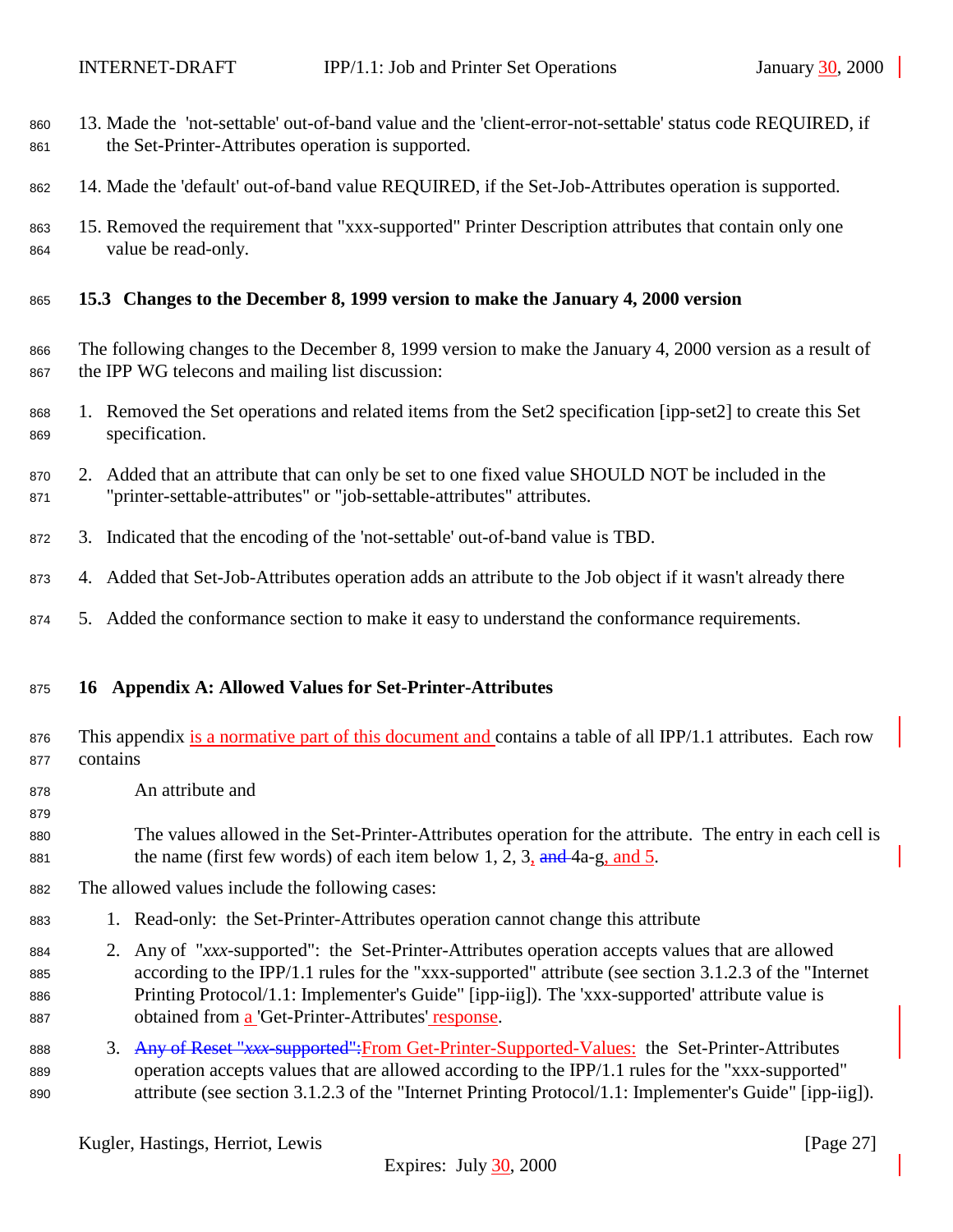13. Made the 'not-settable' out-of-band value and the 'client-error-not-settable' status code REQUIRED, if the Set-Printer-Attributes operation is supported.

14. Made the 'default' out-of-band value REQUIRED, if the Set-Job-Attributes operation is supported.

15. Removed the requirement that "xxx-supported" Printer Description attributes that contain only one value be read-only.

### 15.3 Changes to the December 8, 1999 version to make the January 4, 2000 version

The following changes to the December 8, 1999 version to make the January 4, 2000 version as a result of the IPP WG telecons and mailing list discussion:

1. Removed the Set operations and related items from the Set2 specification [ipp-set2] to create this Set specification.
2. Added that an attribute that can only be set to one fixed value SHOULD NOT be included in the "printer-settable-attributes" or "job-settable-attributes" attributes.
3. Indicated that the encoding of the 'not-settable' out-of-band value is TBD.
4. Added that Set-Job-Attributes operation adds an attribute to the Job object if it wasn't already there
5. Added the conformance section to make it easy to understand the conformance requirements.

## 16 Appendix A: Allowed Values for Set-Printer-Attributes

This appendix is a normative part of this document and contains a table of all IPP/1.1 attributes. Each row contains

An attribute and

The values allowed in the Set-Printer-Attributes operation for the attribute. The entry in each cell is the name (first few words) of each item below 1, 2, 3, ~~and~~ 4a-g, and 5.

The allowed values include the following cases:

1. Read-only: the Set-Printer-Attributes operation cannot change this attribute
2. Any of "*xxx*-supported": the Set-Printer-Attributes operation accepts values that are allowed according to the IPP/1.1 rules for the "xxx-supported" attribute (see section 3.1.2.3 of the "Internet Printing Protocol/1.1: Implementer's Guide" [ipp-iig]). The 'xxx-supported' attribute value is obtained from a 'Get-Printer-Attributes' response.
3. ~~Any of Reset "*xxx*-supported":~~From Get-Printer-Supported-Values: the Set-Printer-Attributes operation accepts values that are allowed according to the IPP/1.1 rules for the "xxx-supported" attribute (see section 3.1.2.3 of the "Internet Printing Protocol/1.1: Implementer's Guide" [ipp-iig]).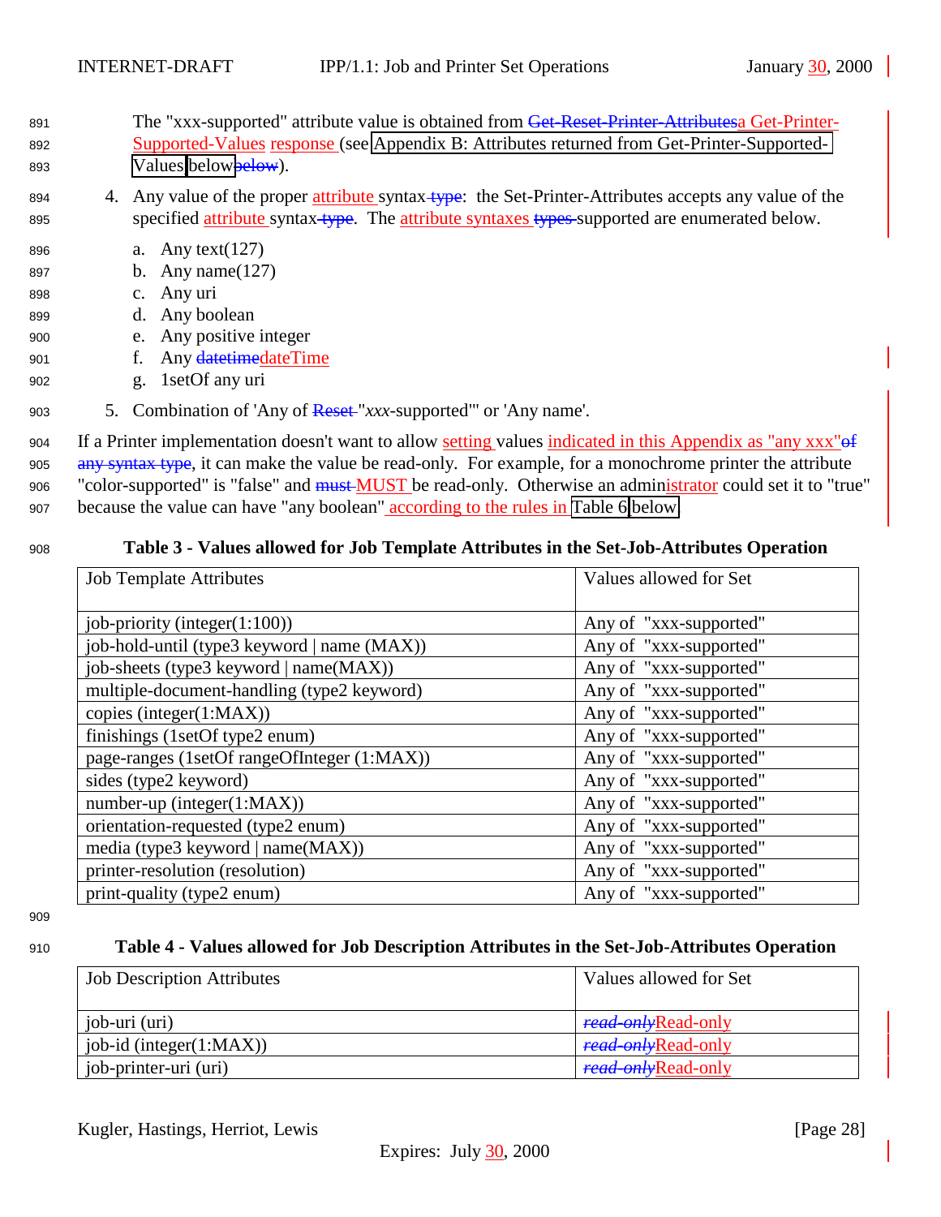The "xxx-supported" attribute value is obtained from ~~Get-Reset-Printer-Attributes~~a Get-Printer-Supported-Values response (see Appendix B: Attributes returned from Get-Printer-Supported-Values below~~below~~).

4. Any value of the proper attribute syntax ~~type~~: the Set-Printer-Attributes accepts any value of the specified attribute syntax ~~type~~. The attribute syntaxes ~~types~~ supported are enumerated below.

   a. Any text(127)
   b. Any name(127)
   c. Any uri
   d. Any boolean
   e. Any positive integer
   f. Any ~~datetime~~dateTime
   g. 1setOf any uri

5. Combination of 'Any of ~~Reset~~ "*xxx*-supported"' or 'Any name'.

If a Printer implementation doesn't want to allow setting values indicated in this Appendix as "any xxx"~~of any syntax type~~, it can make the value be read-only. For example, for a monochrome printer the attribute "color-supported" is "false" and ~~must~~ MUST be read-only. Otherwise an administrator could set it to "true" because the value can have "any boolean" according to the rules in Table 6 below.

**Table 3 - Values allowed for Job Template Attributes in the Set-Job-Attributes Operation**

| Job Template Attributes | Values allowed for Set |
|---|---|
| job-priority (integer(1:100)) | Any of "xxx-supported" |
| job-hold-until (type3 keyword \| name (MAX)) | Any of "xxx-supported" |
| job-sheets (type3 keyword \| name(MAX)) | Any of "xxx-supported" |
| multiple-document-handling (type2 keyword) | Any of "xxx-supported" |
| copies (integer(1:MAX)) | Any of "xxx-supported" |
| finishings (1setOf type2 enum) | Any of "xxx-supported" |
| page-ranges (1setOf rangeOfInteger (1:MAX)) | Any of "xxx-supported" |
| sides (type2 keyword) | Any of "xxx-supported" |
| number-up (integer(1:MAX)) | Any of "xxx-supported" |
| orientation-requested (type2 enum) | Any of "xxx-supported" |
| media (type3 keyword \| name(MAX)) | Any of "xxx-supported" |
| printer-resolution (resolution) | Any of "xxx-supported" |
| print-quality (type2 enum) | Any of "xxx-supported" |

**Table 4 - Values allowed for Job Description Attributes in the Set-Job-Attributes Operation**

| Job Description Attributes | Values allowed for Set |
|---|---|
| job-uri (uri) | ~~*read-only*~~Read-only |
| job-id (integer(1:MAX)) | ~~*read-only*~~Read-only |
| job-printer-uri (uri) | ~~*read-only*~~Read-only |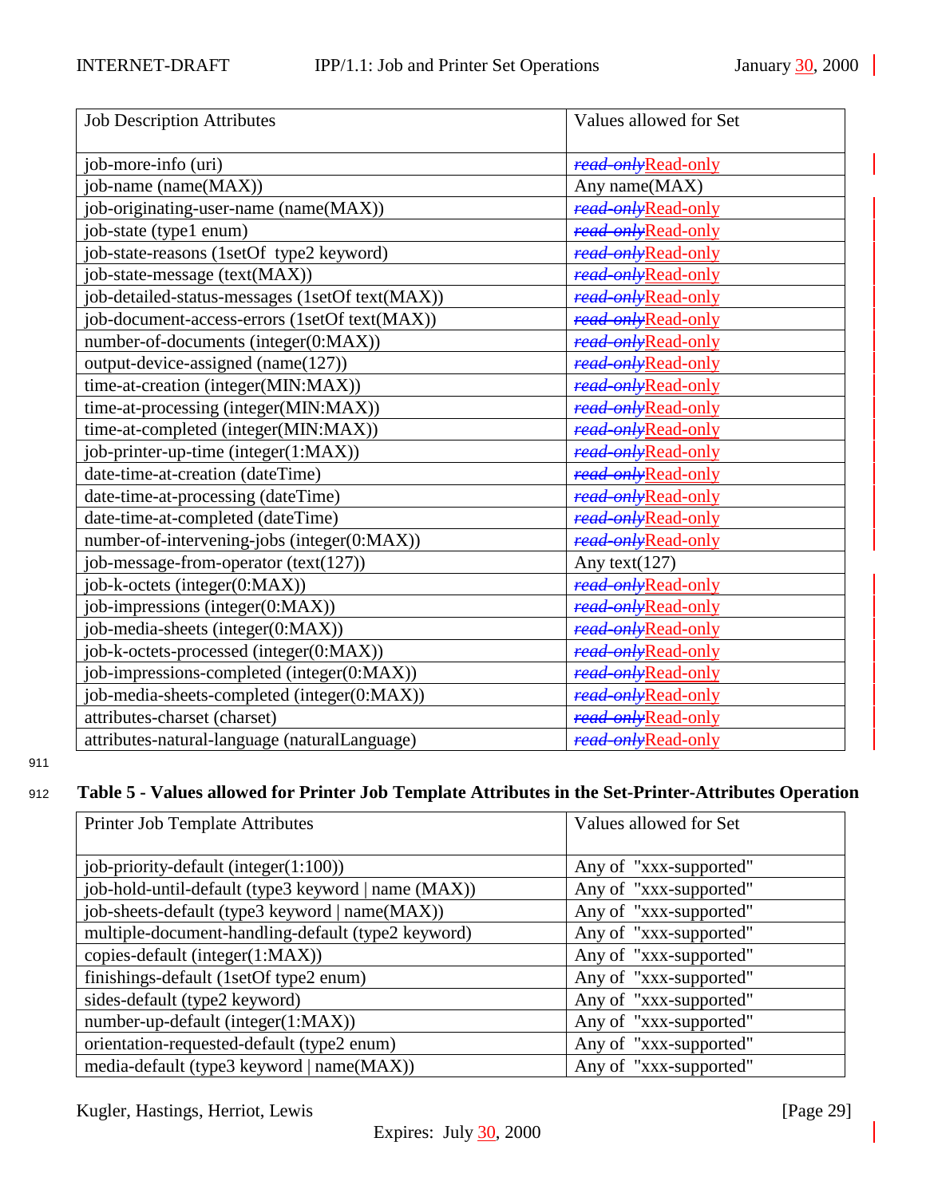| Job Description Attributes | Values allowed for Set |
|---|---|
| job-more-info (uri) | Read-only |
| job-name (name(MAX)) | Any name(MAX) |
| job-originating-user-name (name(MAX)) | Read-only |
| job-state (type1 enum) | Read-only |
| job-state-reasons (1setOf type2 keyword) | Read-only |
| job-state-message (text(MAX)) | Read-only |
| job-detailed-status-messages (1setOf text(MAX)) | Read-only |
| job-document-access-errors (1setOf text(MAX)) | Read-only |
| number-of-documents (integer(0:MAX)) | Read-only |
| output-device-assigned (name(127)) | Read-only |
| time-at-creation (integer(MIN:MAX)) | Read-only |
| time-at-processing (integer(MIN:MAX)) | Read-only |
| time-at-completed (integer(MIN:MAX)) | Read-only |
| job-printer-up-time (integer(1:MAX)) | Read-only |
| date-time-at-creation (dateTime) | Read-only |
| date-time-at-processing (dateTime) | Read-only |
| date-time-at-completed (dateTime) | Read-only |
| number-of-intervening-jobs (integer(0:MAX)) | Read-only |
| job-message-from-operator (text(127)) | Any text(127) |
| job-k-octets (integer(0:MAX)) | Read-only |
| job-impressions (integer(0:MAX)) | Read-only |
| job-media-sheets (integer(0:MAX)) | Read-only |
| job-k-octets-processed (integer(0:MAX)) | Read-only |
| job-impressions-completed (integer(0:MAX)) | Read-only |
| job-media-sheets-completed (integer(0:MAX)) | Read-only |
| attributes-charset (charset) | Read-only |
| attributes-natural-language (naturalLanguage) | Read-only |

**Table 5 - Values allowed for Printer Job Template Attributes in the Set-Printer-Attributes Operation**

| Printer Job Template Attributes | Values allowed for Set |
|---|---|
| job-priority-default (integer(1:100)) | Any of "xxx-supported" |
| job-hold-until-default (type3 keyword \| name (MAX)) | Any of "xxx-supported" |
| job-sheets-default (type3 keyword \| name(MAX)) | Any of "xxx-supported" |
| multiple-document-handling-default (type2 keyword) | Any of "xxx-supported" |
| copies-default (integer(1:MAX)) | Any of "xxx-supported" |
| finishings-default (1setOf type2 enum) | Any of "xxx-supported" |
| sides-default (type2 keyword) | Any of "xxx-supported" |
| number-up-default (integer(1:MAX)) | Any of "xxx-supported" |
| orientation-requested-default (type2 enum) | Any of "xxx-supported" |
| media-default (type3 keyword \| name(MAX)) | Any of "xxx-supported" |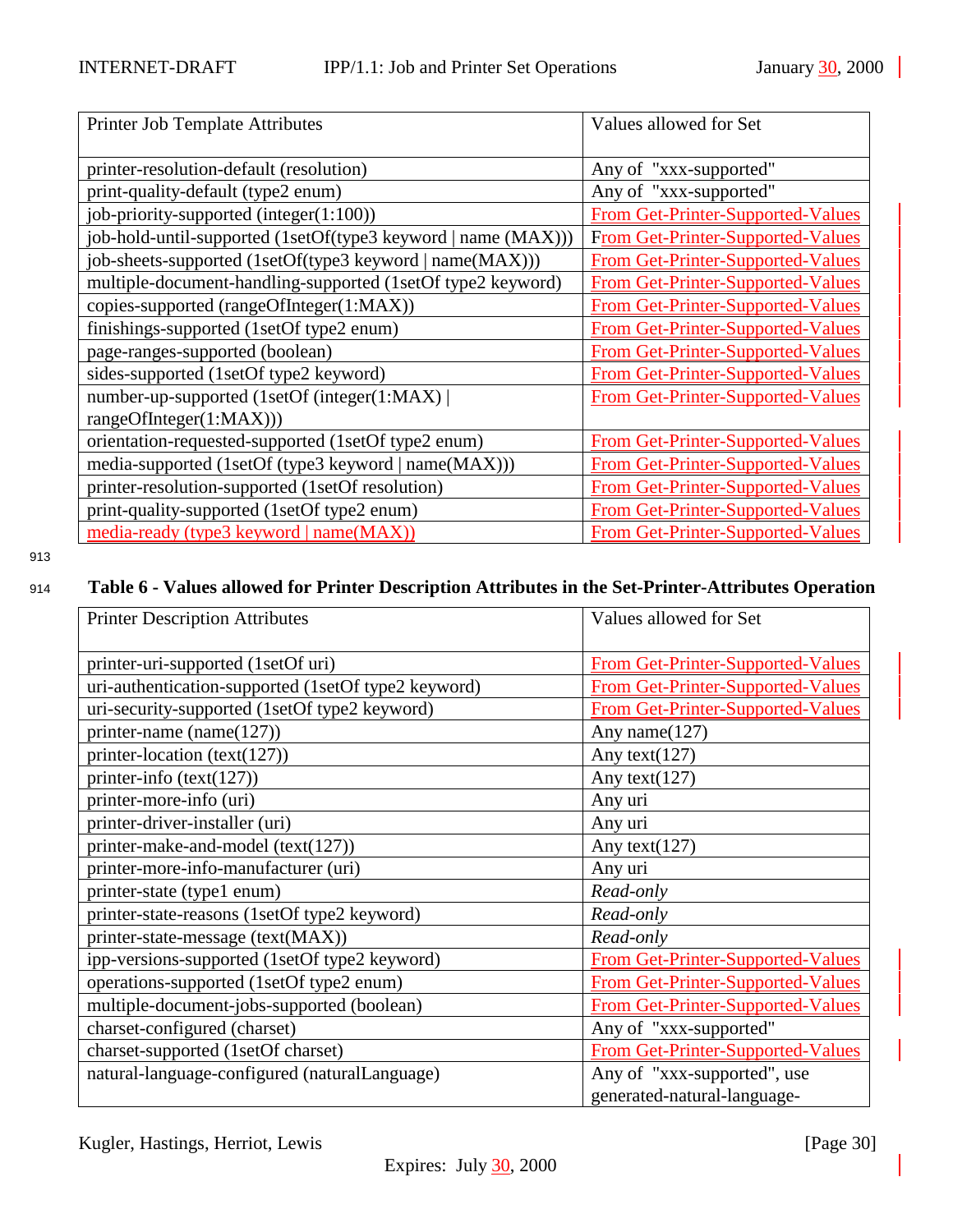| Printer Job Template Attributes | Values allowed for Set |
|---|---|
| printer-resolution-default (resolution) | Any of "xxx-supported" |
| print-quality-default (type2 enum) | Any of "xxx-supported" |
| job-priority-supported (integer(1:100)) | From Get-Printer-Supported-Values |
| job-hold-until-supported (1setOf(type3 keyword \| name (MAX))) | From Get-Printer-Supported-Values |
| job-sheets-supported (1setOf(type3 keyword \| name(MAX))) | From Get-Printer-Supported-Values |
| multiple-document-handling-supported (1setOf type2 keyword) | From Get-Printer-Supported-Values |
| copies-supported (rangeOfInteger(1:MAX)) | From Get-Printer-Supported-Values |
| finishings-supported (1setOf type2 enum) | From Get-Printer-Supported-Values |
| page-ranges-supported (boolean) | From Get-Printer-Supported-Values |
| sides-supported (1setOf type2 keyword) | From Get-Printer-Supported-Values |
| number-up-supported (1setOf (integer(1:MAX) \| rangeOfInteger(1:MAX))) | From Get-Printer-Supported-Values |
| orientation-requested-supported (1setOf type2 enum) | From Get-Printer-Supported-Values |
| media-supported (1setOf (type3 keyword \| name(MAX))) | From Get-Printer-Supported-Values |
| printer-resolution-supported (1setOf resolution) | From Get-Printer-Supported-Values |
| print-quality-supported (1setOf type2 enum) | From Get-Printer-Supported-Values |
| media-ready (type3 keyword \| name(MAX)) | From Get-Printer-Supported-Values |

**Table 6 - Values allowed for Printer Description Attributes in the Set-Printer-Attributes Operation**

| Printer Description Attributes | Values allowed for Set |
|---|---|
| printer-uri-supported (1setOf uri) | From Get-Printer-Supported-Values |
| uri-authentication-supported (1setOf type2 keyword) | From Get-Printer-Supported-Values |
| uri-security-supported (1setOf type2 keyword) | From Get-Printer-Supported-Values |
| printer-name (name(127)) | Any name(127) |
| printer-location (text(127)) | Any text(127) |
| printer-info (text(127)) | Any text(127) |
| printer-more-info (uri) | Any uri |
| printer-driver-installer (uri) | Any uri |
| printer-make-and-model (text(127)) | Any text(127) |
| printer-more-info-manufacturer (uri) | Any uri |
| printer-state (type1 enum) | *Read-only* |
| printer-state-reasons (1setOf type2 keyword) | *Read-only* |
| printer-state-message (text(MAX)) | *Read-only* |
| ipp-versions-supported (1setOf type2 keyword) | From Get-Printer-Supported-Values |
| operations-supported (1setOf type2 enum) | From Get-Printer-Supported-Values |
| multiple-document-jobs-supported (boolean) | From Get-Printer-Supported-Values |
| charset-configured (charset) | Any of "xxx-supported" |
| charset-supported (1setOf charset) | From Get-Printer-Supported-Values |
| natural-language-configured (naturalLanguage) | Any of "xxx-supported", use generated-natural-language- |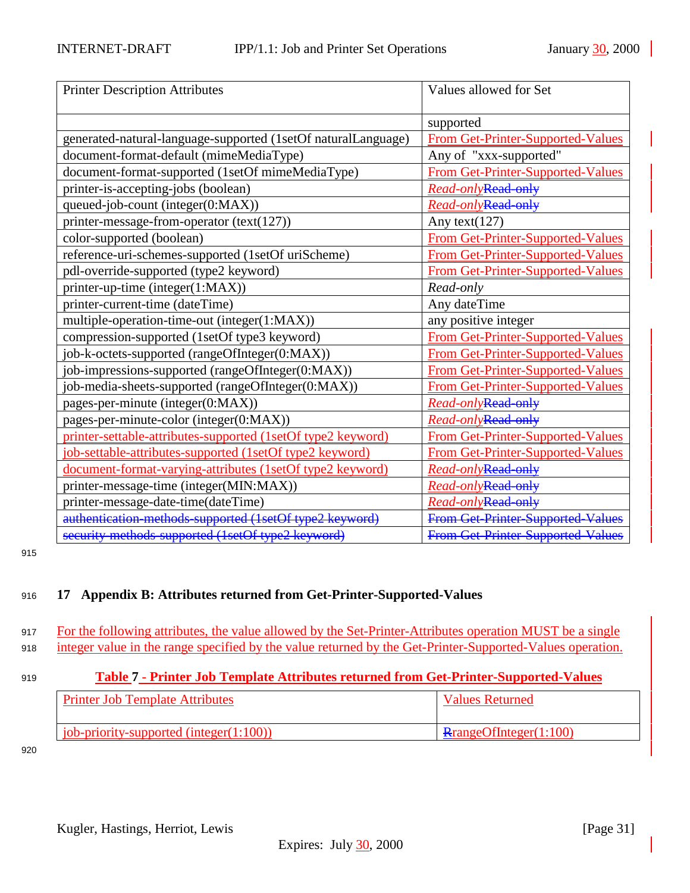| Printer Description Attributes | Values allowed for Set |
|---|---|
| | supported |
| generated-natural-language-supported (1setOf naturalLanguage) | From Get-Printer-Supported-Values |
| document-format-default (mimeMediaType) | Any of "xxx-supported" |
| document-format-supported (1setOf mimeMediaType) | From Get-Printer-Supported-Values |
| printer-is-accepting-jobs (boolean) | *Read-only*~~Read-only~~ |
| queued-job-count (integer(0:MAX)) | *Read-only*~~Read-only~~ |
| printer-message-from-operator (text(127)) | Any text(127) |
| color-supported (boolean) | From Get-Printer-Supported-Values |
| reference-uri-schemes-supported (1setOf uriScheme) | From Get-Printer-Supported-Values |
| pdl-override-supported (type2 keyword) | From Get-Printer-Supported-Values |
| printer-up-time (integer(1:MAX)) | *Read-only* |
| printer-current-time (dateTime) | Any dateTime |
| multiple-operation-time-out (integer(1:MAX)) | any positive integer |
| compression-supported (1setOf type3 keyword) | From Get-Printer-Supported-Values |
| job-k-octets-supported (rangeOfInteger(0:MAX)) | From Get-Printer-Supported-Values |
| job-impressions-supported (rangeOfInteger(0:MAX)) | From Get-Printer-Supported-Values |
| job-media-sheets-supported (rangeOfInteger(0:MAX)) | From Get-Printer-Supported-Values |
| pages-per-minute (integer(0:MAX)) | *Read-only*~~Read-only~~ |
| pages-per-minute-color (integer(0:MAX)) | *Read-only*~~Read-only~~ |
| printer-settable-attributes-supported (1setOf type2 keyword) | From Get-Printer-Supported-Values |
| job-settable-attributes-supported (1setOf type2 keyword) | From Get-Printer-Supported-Values |
| document-format-varying-attributes (1setOf type2 keyword) | *Read-only*~~Read-only~~ |
| printer-message-time (integer(MIN:MAX)) | *Read-only*~~Read-only~~ |
| printer-message-date-time(dateTime) | *Read-only*~~Read-only~~ |
| ~~authentication-methods-supported (1setOf type2 keyword)~~ | ~~From Get-Printer-Supported-Values~~ |
| ~~security-methods-supported (1setOf type2 keyword)~~ | ~~From Get-Printer-Supported-Values~~ |

## 17 Appendix B: Attributes returned from Get-Printer-Supported-Values

For the following attributes, the value allowed by the Set-Printer-Attributes operation MUST be a single integer value in the range specified by the value returned by the Get-Printer-Supported-Values operation.

**Table 7 - Printer Job Template Attributes returned from Get-Printer-Supported-Values**

| Printer Job Template Attributes | Values Returned |
|---|---|
| job-priority-supported (integer(1:100)) | ~~R~~rangeOfInteger(1:100) |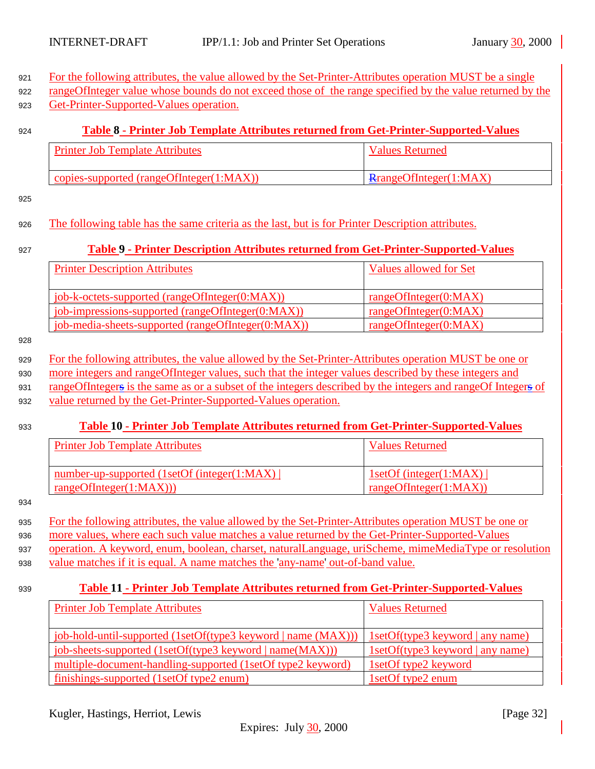For the following attributes, the value allowed by the Set-Printer-Attributes operation MUST be a single rangeOfInteger value whose bounds do not exceed those of the range specified by the value returned by the Get-Printer-Supported-Values operation.

**Table 8 - Printer Job Template Attributes returned from Get-Printer-Supported-Values**

| Printer Job Template Attributes | Values Returned |
|---|---|
| copies-supported (rangeOfInteger(1:MAX)) | RrangeOfInteger(1:MAX) |

The following table has the same criteria as the last, but is for Printer Description attributes.

**Table 9 - Printer Description Attributes returned from Get-Printer-Supported-Values**

| Printer Description Attributes | Values allowed for Set |
|---|---|
| job-k-octets-supported (rangeOfInteger(0:MAX)) | rangeOfInteger(0:MAX) |
| job-impressions-supported (rangeOfInteger(0:MAX)) | rangeOfInteger(0:MAX) |
| job-media-sheets-supported (rangeOfInteger(0:MAX)) | rangeOfInteger(0:MAX) |

For the following attributes, the value allowed by the Set-Printer-Attributes operation MUST be one or more integers and rangeOfInteger values, such that the integer values described by these integers and rangeOfIntegers is the same as or a subset of the integers described by the integers and rangeOf Integers of value returned by the Get-Printer-Supported-Values operation.

**Table 10 - Printer Job Template Attributes returned from Get-Printer-Supported-Values**

| Printer Job Template Attributes | Values Returned |
|---|---|
| number-up-supported (1setOf (integer(1:MAX) \| rangeOfInteger(1:MAX))) | 1setOf (integer(1:MAX) \| rangeOfInteger(1:MAX)) |

For the following attributes, the value allowed by the Set-Printer-Attributes operation MUST be one or more values, where each such value matches a value returned by the Get-Printer-Supported-Values operation. A keyword, enum, boolean, charset, naturalLanguage, uriScheme, mimeMediaType or resolution value matches if it is equal. A name matches the 'any-name' out-of-band value.

**Table 11 - Printer Job Template Attributes returned from Get-Printer-Supported-Values**

| Printer Job Template Attributes | Values Returned |
|---|---|
| job-hold-until-supported (1setOf(type3 keyword \| name (MAX))) | 1setOf(type3 keyword \| any name) |
| job-sheets-supported (1setOf(type3 keyword \| name(MAX))) | 1setOf(type3 keyword \| any name) |
| multiple-document-handling-supported (1setOf type2 keyword) | 1setOf type2 keyword |
| finishings-supported (1setOf type2 enum) | 1setOf type2 enum |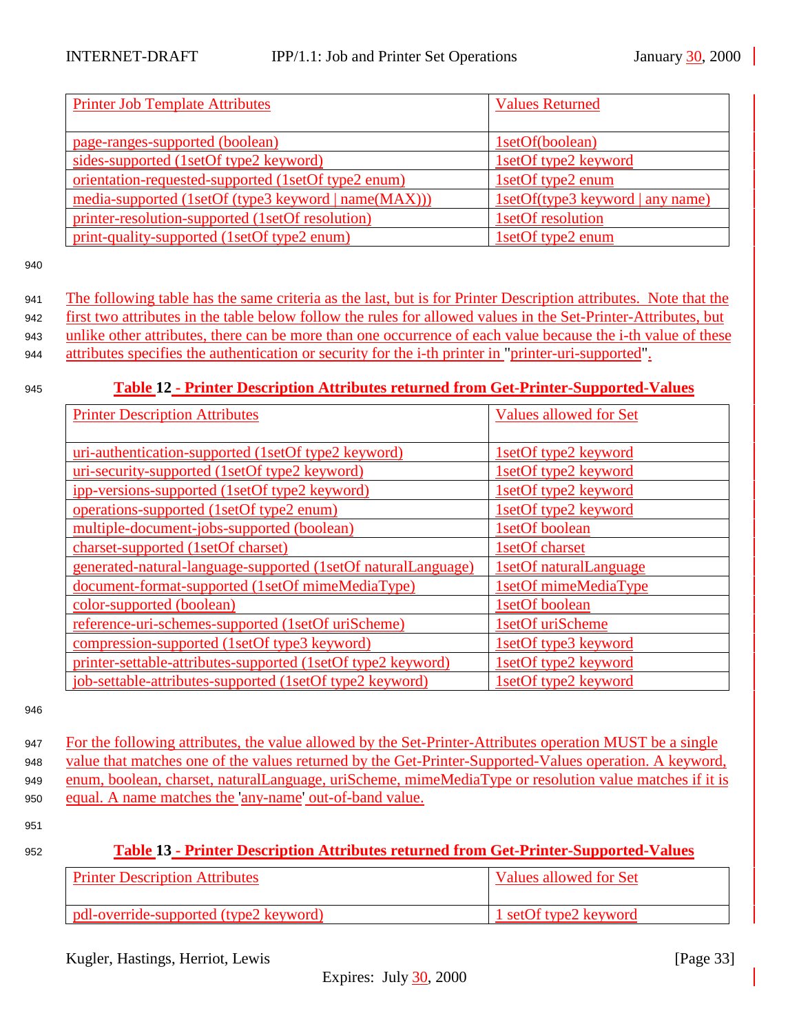| Printer Job Template Attributes | Values Returned |
|---|---|
| page-ranges-supported (boolean) | 1setOf(boolean) |
| sides-supported (1setOf type2 keyword) | 1setOf type2 keyword |
| orientation-requested-supported (1setOf type2 enum) | 1setOf type2 enum |
| media-supported (1setOf (type3 keyword \| name(MAX))) | 1setOf(type3 keyword \| any name) |
| printer-resolution-supported (1setOf resolution) | 1setOf resolution |
| print-quality-supported (1setOf type2 enum) | 1setOf type2 enum |

The following table has the same criteria as the last, but is for Printer Description attributes. Note that the first two attributes in the table below follow the rules for allowed values in the Set-Printer-Attributes, but unlike other attributes, there can be more than one occurrence of each value because the i-th value of these attributes specifies the authentication or security for the i-th printer in "printer-uri-supported".

**Table 12 - Printer Description Attributes returned from Get-Printer-Supported-Values**

| Printer Description Attributes | Values allowed for Set |
|---|---|
| uri-authentication-supported (1setOf type2 keyword) | 1setOf type2 keyword |
| uri-security-supported (1setOf type2 keyword) | 1setOf type2 keyword |
| ipp-versions-supported (1setOf type2 keyword) | 1setOf type2 keyword |
| operations-supported (1setOf type2 enum) | 1setOf type2 keyword |
| multiple-document-jobs-supported (boolean) | 1setOf boolean |
| charset-supported (1setOf charset) | 1setOf charset |
| generated-natural-language-supported (1setOf naturalLanguage) | 1setOf naturalLanguage |
| document-format-supported (1setOf mimeMediaType) | 1setOf mimeMediaType |
| color-supported (boolean) | 1setOf boolean |
| reference-uri-schemes-supported (1setOf uriScheme) | 1setOf uriScheme |
| compression-supported (1setOf type3 keyword) | 1setOf type3 keyword |
| printer-settable-attributes-supported (1setOf type2 keyword) | 1setOf type2 keyword |
| job-settable-attributes-supported (1setOf type2 keyword) | 1setOf type2 keyword |

For the following attributes, the value allowed by the Set-Printer-Attributes operation MUST be a single value that matches one of the values returned by the Get-Printer-Supported-Values operation. A keyword, enum, boolean, charset, naturalLanguage, uriScheme, mimeMediaType or resolution value matches if it is equal. A name matches the 'any-name' out-of-band value.

**Table 13 - Printer Description Attributes returned from Get-Printer-Supported-Values**

| Printer Description Attributes | Values allowed for Set |
|---|---|
| pdl-override-supported (type2 keyword) | 1 setOf type2 keyword |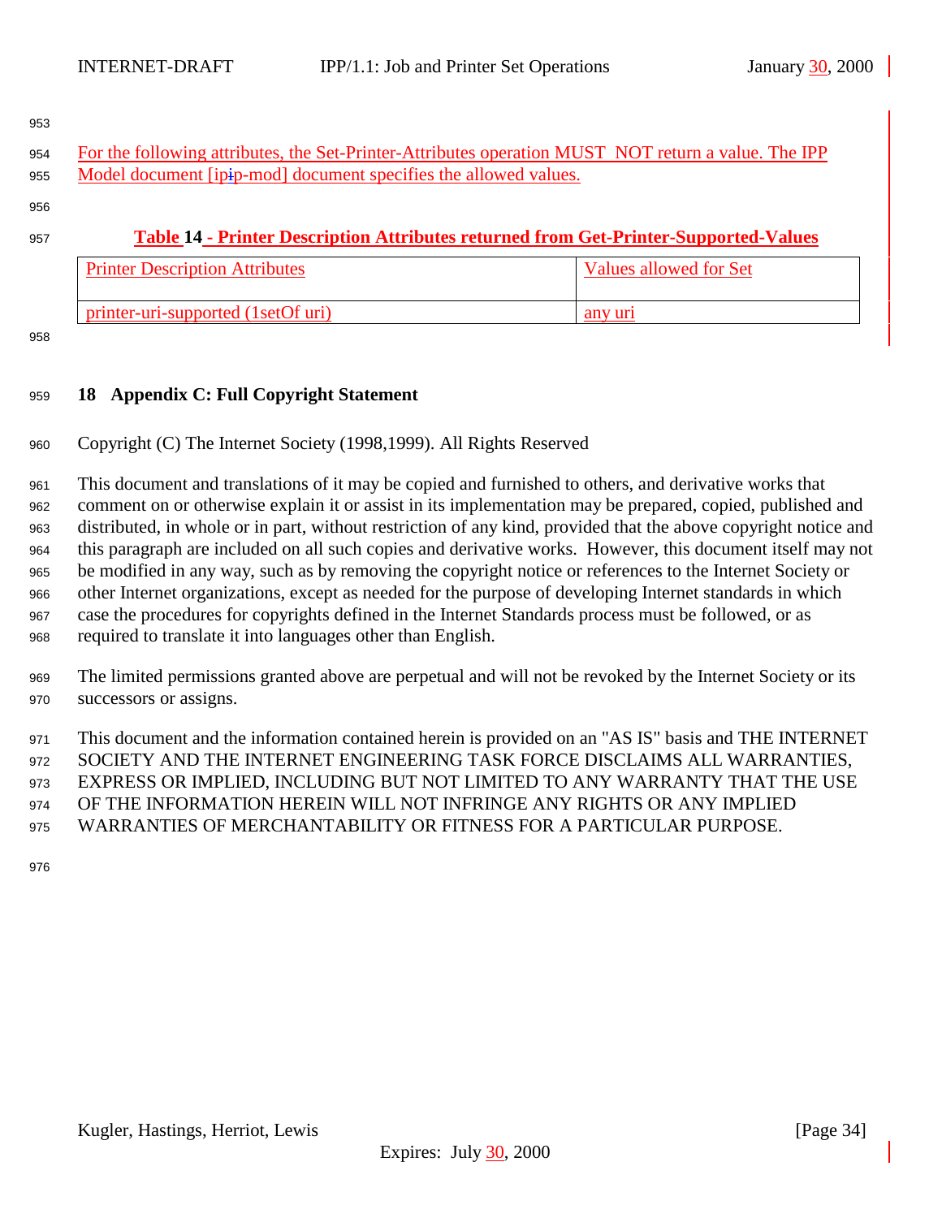For the following attributes, the Set-Printer-Attributes operation MUST NOT return a value. The IPP Model document [ipp-mod] document specifies the allowed values.

**Table 14 - Printer Description Attributes returned from Get-Printer-Supported-Values**

| Printer Description Attributes | Values allowed for Set |
| --- | --- |
| printer-uri-supported (1setOf uri) | any uri |

## 18 Appendix C: Full Copyright Statement

Copyright (C) The Internet Society (1998,1999). All Rights Reserved

This document and translations of it may be copied and furnished to others, and derivative works that comment on or otherwise explain it or assist in its implementation may be prepared, copied, published and distributed, in whole or in part, without restriction of any kind, provided that the above copyright notice and this paragraph are included on all such copies and derivative works. However, this document itself may not be modified in any way, such as by removing the copyright notice or references to the Internet Society or other Internet organizations, except as needed for the purpose of developing Internet standards in which case the procedures for copyrights defined in the Internet Standards process must be followed, or as required to translate it into languages other than English.

The limited permissions granted above are perpetual and will not be revoked by the Internet Society or its successors or assigns.

This document and the information contained herein is provided on an "AS IS" basis and THE INTERNET SOCIETY AND THE INTERNET ENGINEERING TASK FORCE DISCLAIMS ALL WARRANTIES, EXPRESS OR IMPLIED, INCLUDING BUT NOT LIMITED TO ANY WARRANTY THAT THE USE OF THE INFORMATION HEREIN WILL NOT INFRINGE ANY RIGHTS OR ANY IMPLIED WARRANTIES OF MERCHANTABILITY OR FITNESS FOR A PARTICULAR PURPOSE.